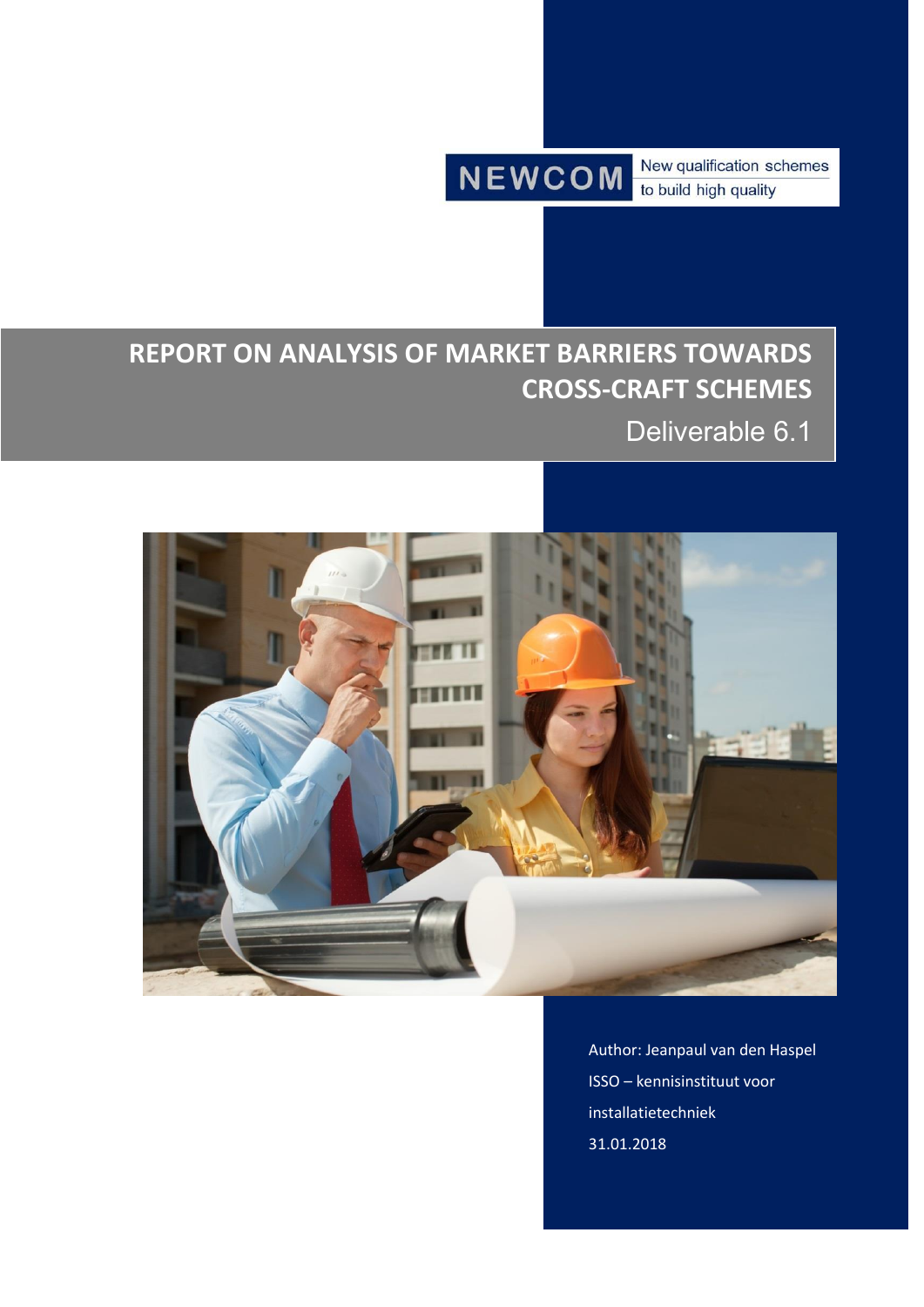NEWCOM New qualification schemes to build high quality

# REPORT ON ANALYSIS OF MARKET BARRIERS TOWARDS CROSS-CRAFT SCHEMES

Deliverable 6.1

Author: Jeanpaul van den Haspel

ISSO – kennisinstituut voor installatietechniek

31.01.2018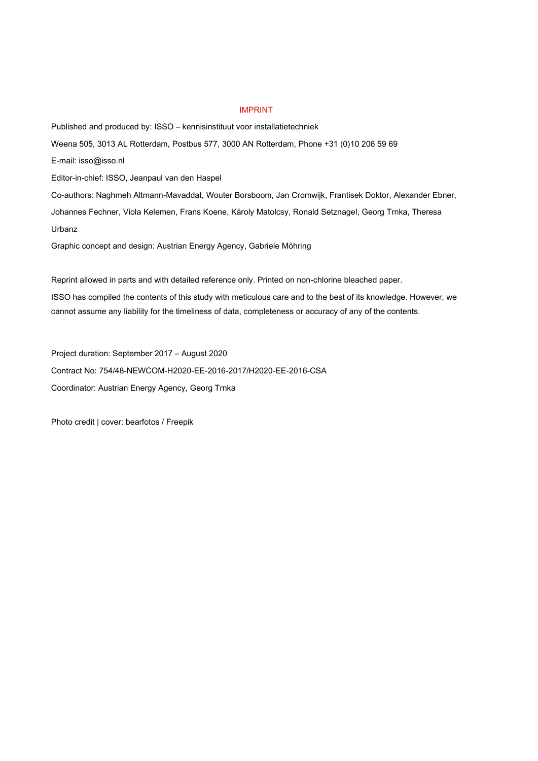## IMPRINT

Published and produced by: ISSO – kennisinstituut voor installatietechniek

Weena 505, 3013 AL Rotterdam, Postbus 577, 3000 AN Rotterdam, Phone +31 (0)10 206 59 69

E-mail: isso@isso.nl

Editor-in-chief: ISSO, Jeanpaul van den Haspel

Co-authors: Naghmeh Altmann-Mavaddat, Wouter Borsboom, Jan Cromwijk, Frantisek Doktor, Alexander Ebner, Johannes Fechner, Viola Kelemen, Frans Koene, Károly Matolcsy, Ronald Setznagel, Georg Trnka, Theresa Urbanz

Graphic concept and design: Austrian Energy Agency, Gabriele Möhring

Reprint allowed in parts and with detailed reference only. Printed on non-chlorine bleached paper.

ISSO has compiled the contents of this study with meticulous care and to the best of its knowledge. However, we cannot assume any liability for the timeliness of data, completeness or accuracy of any of the contents.

Project duration: September 2017 – August 2020

Contract No: 754/48-NEWCOM-H2020-EE-2016-2017/H2020-EE-2016-CSA

Coordinator: Austrian Energy Agency, Georg Trnka

Photo credit | cover: bearfotos / Freepik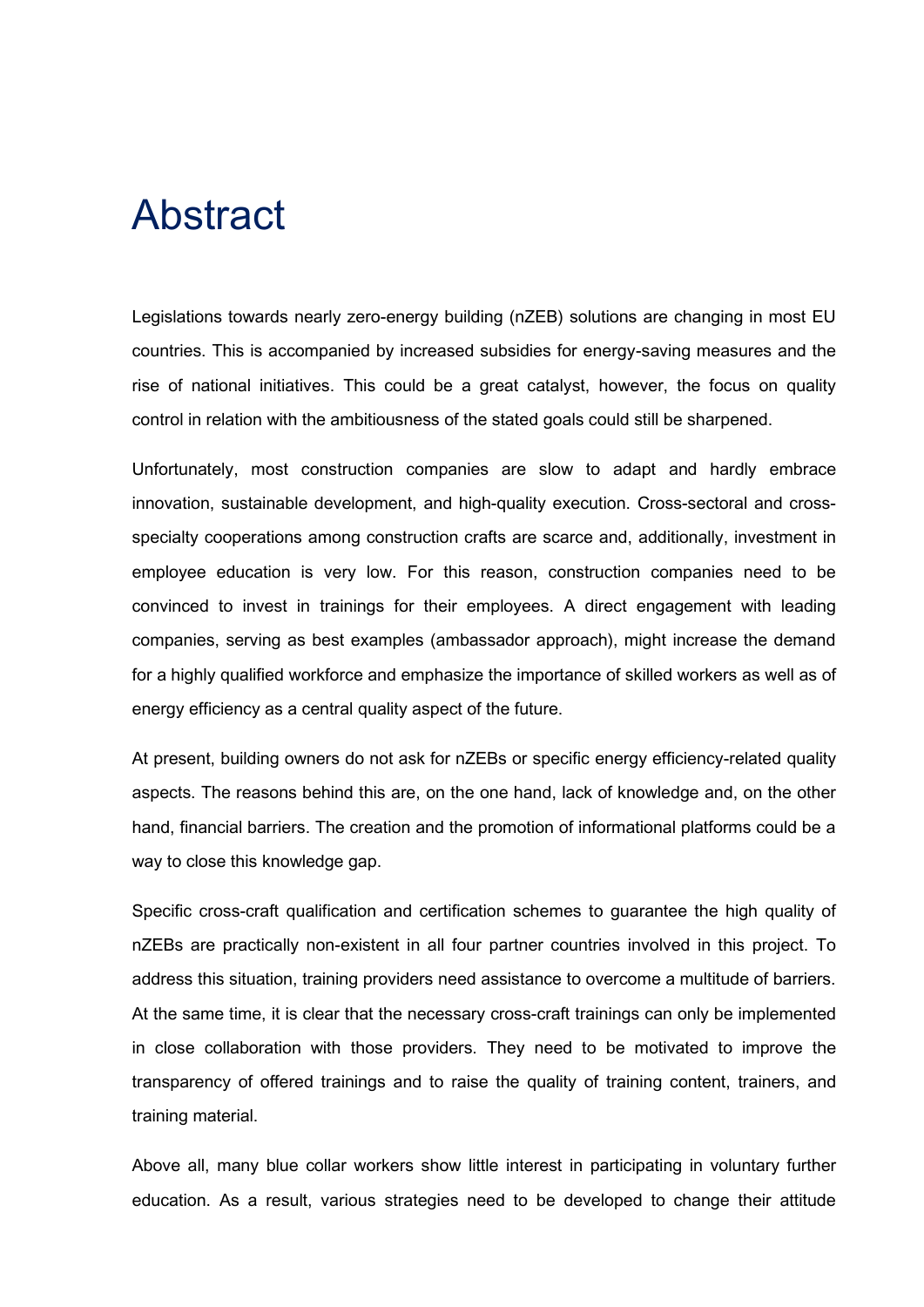# Abstract

Legislations towards nearly zero-energy building (nZEB) solutions are changing in most EU countries. This is accompanied by increased subsidies for energy-saving measures and the rise of national initiatives. This could be a great catalyst, however, the focus on quality control in relation with the ambitiousness of the stated goals could still be sharpened.

Unfortunately, most construction companies are slow to adapt and hardly embrace innovation, sustainable development, and high-quality execution. Cross-sectoral and cross-specialty cooperations among construction crafts are scarce and, additionally, investment in employee education is very low. For this reason, construction companies need to be convinced to invest in trainings for their employees. A direct engagement with leading companies, serving as best examples (ambassador approach), might increase the demand for a highly qualified workforce and emphasize the importance of skilled workers as well as of energy efficiency as a central quality aspect of the future.

At present, building owners do not ask for nZEBs or specific energy efficiency-related quality aspects. The reasons behind this are, on the one hand, lack of knowledge and, on the other hand, financial barriers. The creation and the promotion of informational platforms could be a way to close this knowledge gap.

Specific cross-craft qualification and certification schemes to guarantee the high quality of nZEBs are practically non-existent in all four partner countries involved in this project. To address this situation, training providers need assistance to overcome a multitude of barriers. At the same time, it is clear that the necessary cross-craft trainings can only be implemented in close collaboration with those providers. They need to be motivated to improve the transparency of offered trainings and to raise the quality of training content, trainers, and training material.

Above all, many blue collar workers show little interest in participating in voluntary further education. As a result, various strategies need to be developed to change their attitude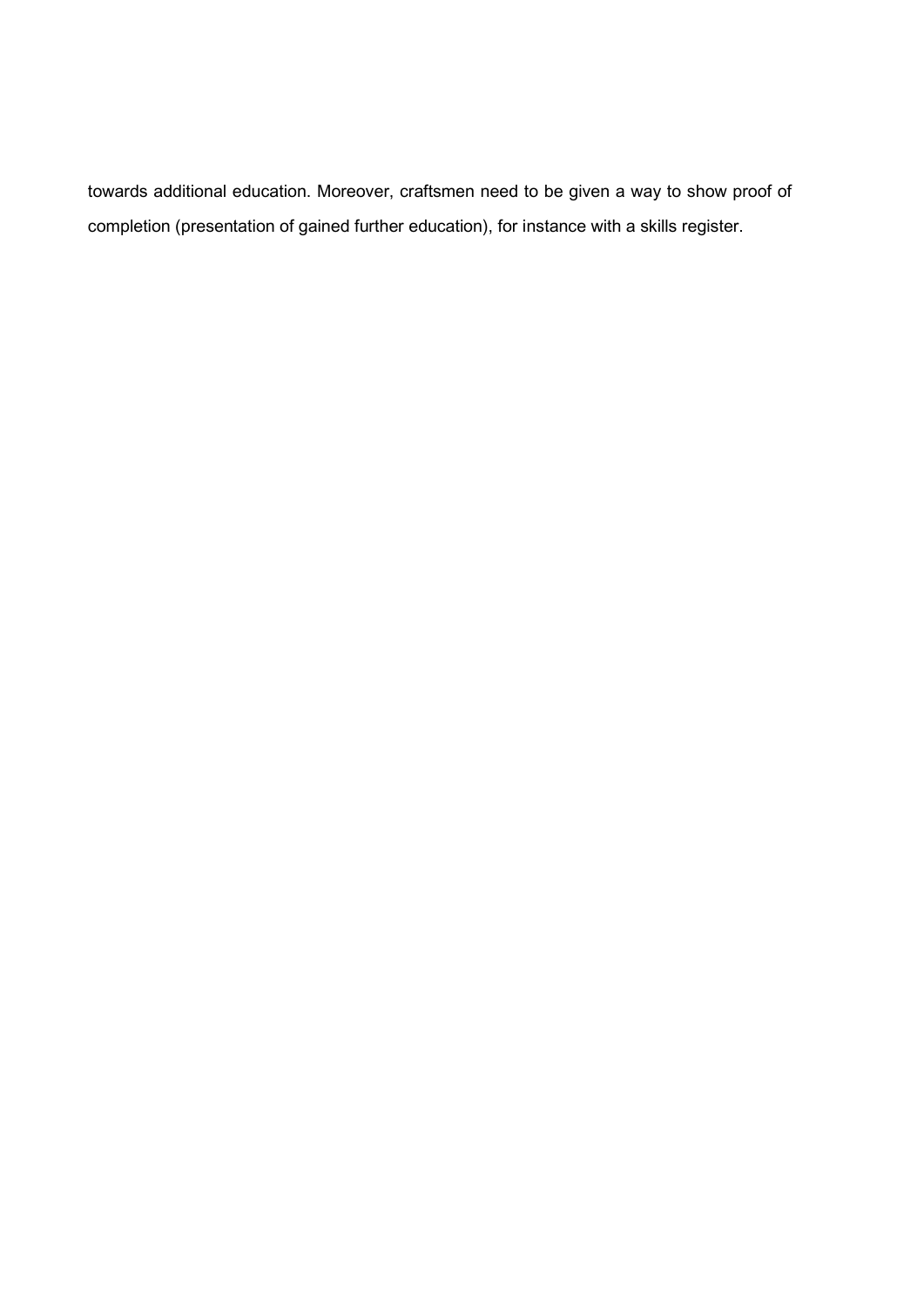towards additional education. Moreover, craftsmen need to be given a way to show proof of completion (presentation of gained further education), for instance with a skills register.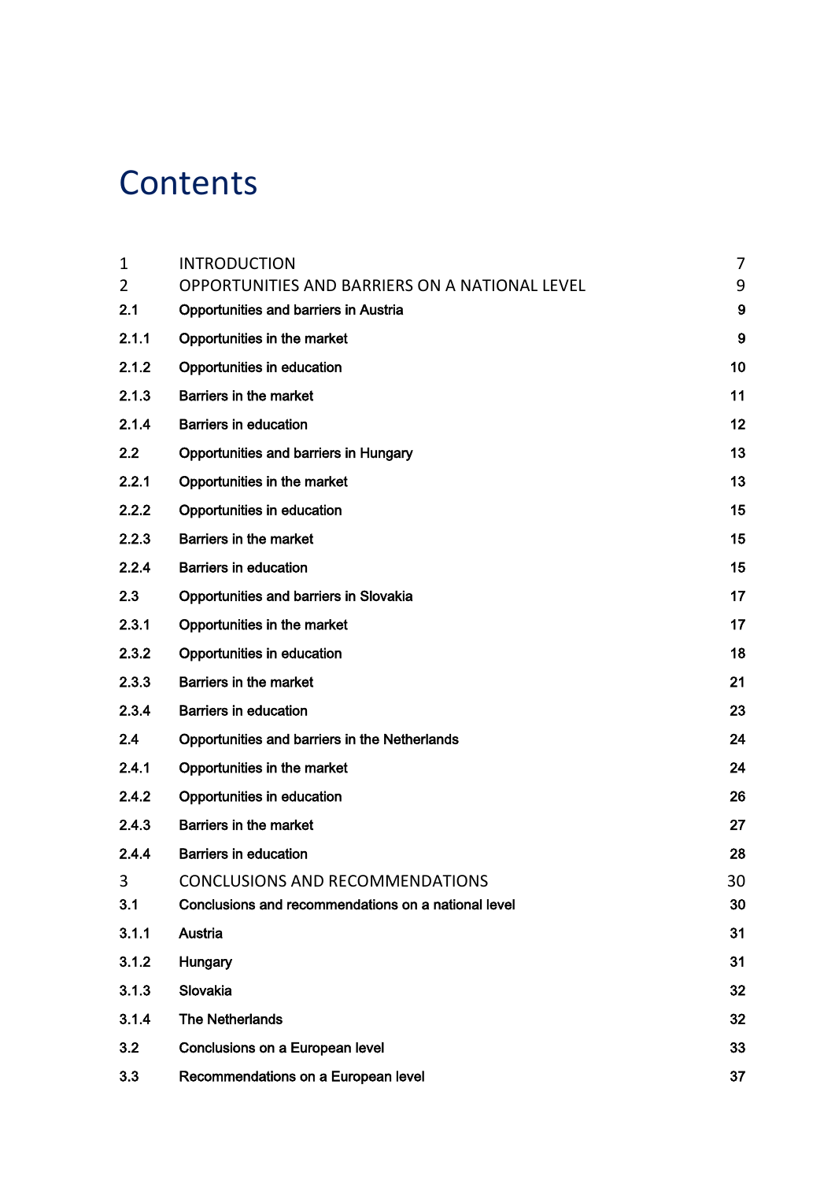# Contents

| | | |
|---|---|---|
| 1 | INTRODUCTION | 7 |
| 2 | OPPORTUNITIES AND BARRIERS ON A NATIONAL LEVEL | 9 |
| 2.1 | Opportunities and barriers in Austria | 9 |
| 2.1.1 | Opportunities in the market | 9 |
| 2.1.2 | Opportunities in education | 10 |
| 2.1.3 | Barriers in the market | 11 |
| 2.1.4 | Barriers in education | 12 |
| 2.2 | Opportunities and barriers in Hungary | 13 |
| 2.2.1 | Opportunities in the market | 13 |
| 2.2.2 | Opportunities in education | 15 |
| 2.2.3 | Barriers in the market | 15 |
| 2.2.4 | Barriers in education | 15 |
| 2.3 | Opportunities and barriers in Slovakia | 17 |
| 2.3.1 | Opportunities in the market | 17 |
| 2.3.2 | Opportunities in education | 18 |
| 2.3.3 | Barriers in the market | 21 |
| 2.3.4 | Barriers in education | 23 |
| 2.4 | Opportunities and barriers in the Netherlands | 24 |
| 2.4.1 | Opportunities in the market | 24 |
| 2.4.2 | Opportunities in education | 26 |
| 2.4.3 | Barriers in the market | 27 |
| 2.4.4 | Barriers in education | 28 |
| 3 | CONCLUSIONS AND RECOMMENDATIONS | 30 |
| 3.1 | Conclusions and recommendations on a national level | 30 |
| 3.1.1 | Austria | 31 |
| 3.1.2 | Hungary | 31 |
| 3.1.3 | Slovakia | 32 |
| 3.1.4 | The Netherlands | 32 |
| 3.2 | Conclusions on a European level | 33 |
| 3.3 | Recommendations on a European level | 37 |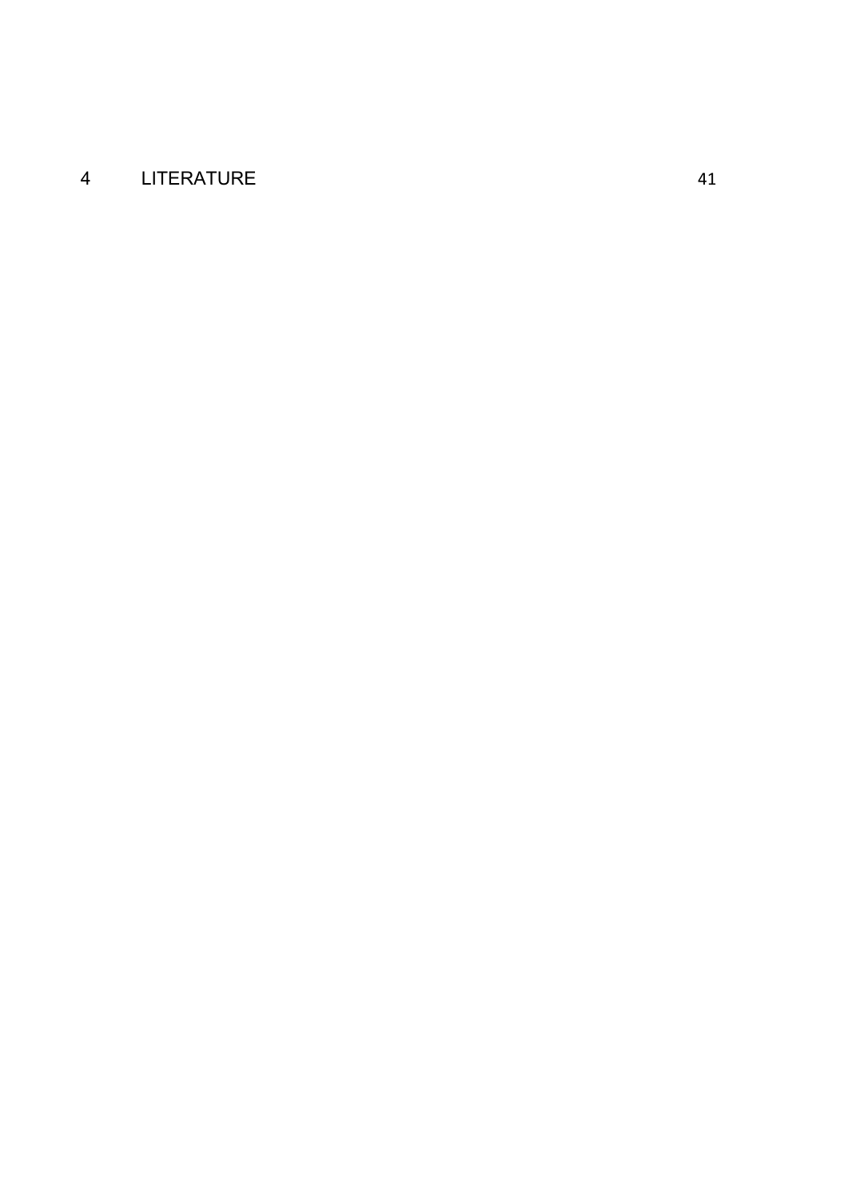4 LITERATURE 41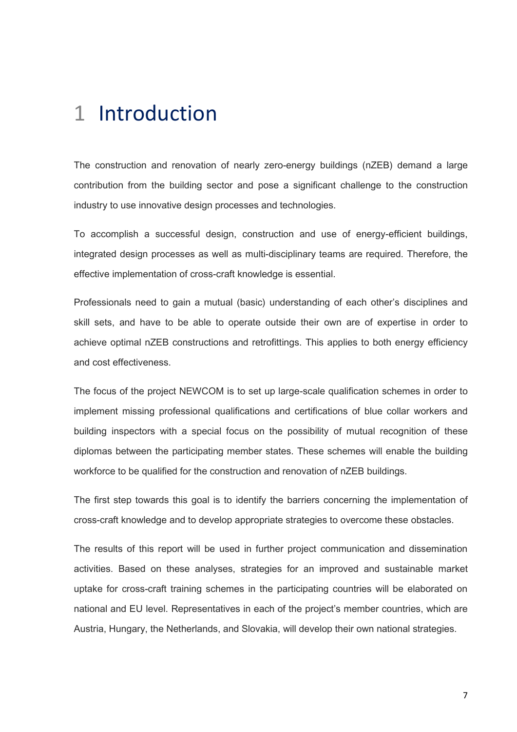# 1 Introduction

The construction and renovation of nearly zero-energy buildings (nZEB) demand a large contribution from the building sector and pose a significant challenge to the construction industry to use innovative design processes and technologies.

To accomplish a successful design, construction and use of energy-efficient buildings, integrated design processes as well as multi-disciplinary teams are required. Therefore, the effective implementation of cross-craft knowledge is essential.

Professionals need to gain a mutual (basic) understanding of each other's disciplines and skill sets, and have to be able to operate outside their own are of expertise in order to achieve optimal nZEB constructions and retrofittings. This applies to both energy efficiency and cost effectiveness.

The focus of the project NEWCOM is to set up large-scale qualification schemes in order to implement missing professional qualifications and certifications of blue collar workers and building inspectors with a special focus on the possibility of mutual recognition of these diplomas between the participating member states. These schemes will enable the building workforce to be qualified for the construction and renovation of nZEB buildings.

The first step towards this goal is to identify the barriers concerning the implementation of cross-craft knowledge and to develop appropriate strategies to overcome these obstacles.

The results of this report will be used in further project communication and dissemination activities. Based on these analyses, strategies for an improved and sustainable market uptake for cross-craft training schemes in the participating countries will be elaborated on national and EU level. Representatives in each of the project's member countries, which are Austria, Hungary, the Netherlands, and Slovakia, will develop their own national strategies.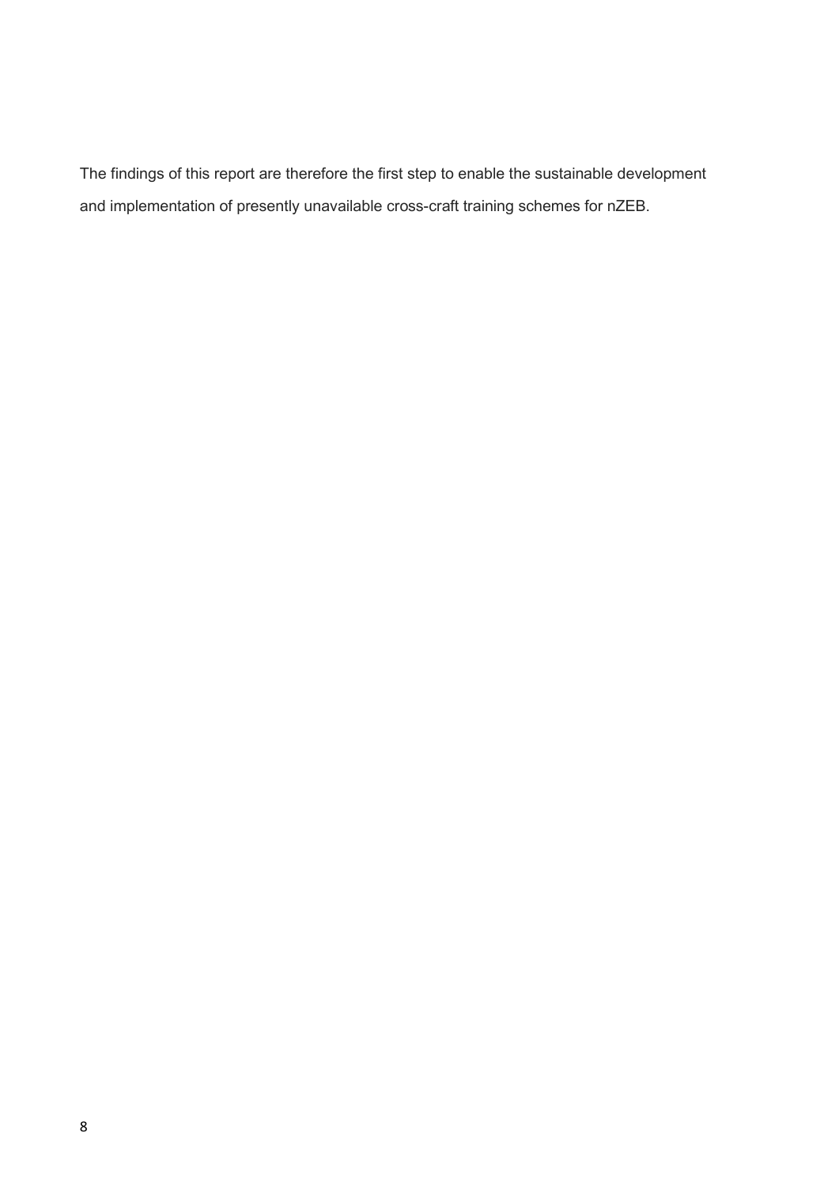The findings of this report are therefore the first step to enable the sustainable development and implementation of presently unavailable cross-craft training schemes for nZEB.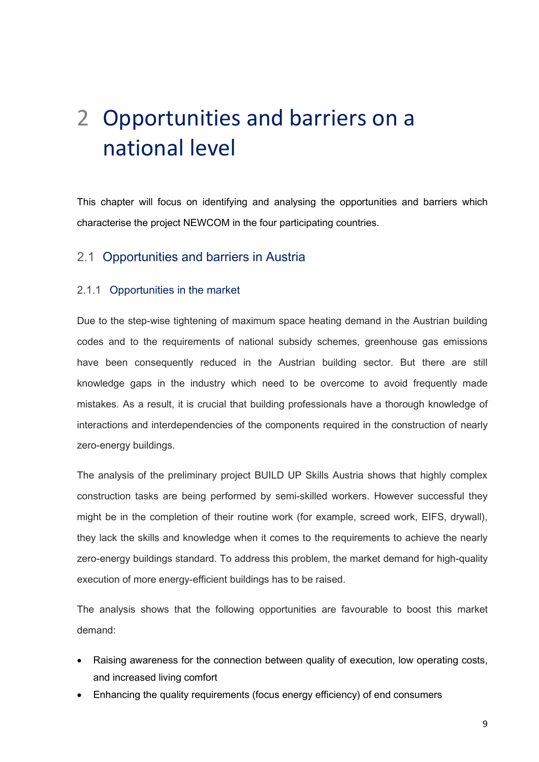# 2 Opportunities and barriers on a national level

This chapter will focus on identifying and analysing the opportunities and barriers which characterise the project NEWCOM in the four participating countries.

## 2.1 Opportunities and barriers in Austria

### 2.1.1 Opportunities in the market

Due to the step-wise tightening of maximum space heating demand in the Austrian building codes and to the requirements of national subsidy schemes, greenhouse gas emissions have been consequently reduced in the Austrian building sector. But there are still knowledge gaps in the industry which need to be overcome to avoid frequently made mistakes. As a result, it is crucial that building professionals have a thorough knowledge of interactions and interdependencies of the components required in the construction of nearly zero-energy buildings.

The analysis of the preliminary project BUILD UP Skills Austria shows that highly complex construction tasks are being performed by semi-skilled workers. However successful they might be in the completion of their routine work (for example, screed work, EIFS, drywall), they lack the skills and knowledge when it comes to the requirements to achieve the nearly zero-energy buildings standard. To address this problem, the market demand for high-quality execution of more energy-efficient buildings has to be raised.

The analysis shows that the following opportunities are favourable to boost this market demand:

- Raising awareness for the connection between quality of execution, low operating costs, and increased living comfort
- Enhancing the quality requirements (focus energy efficiency) of end consumers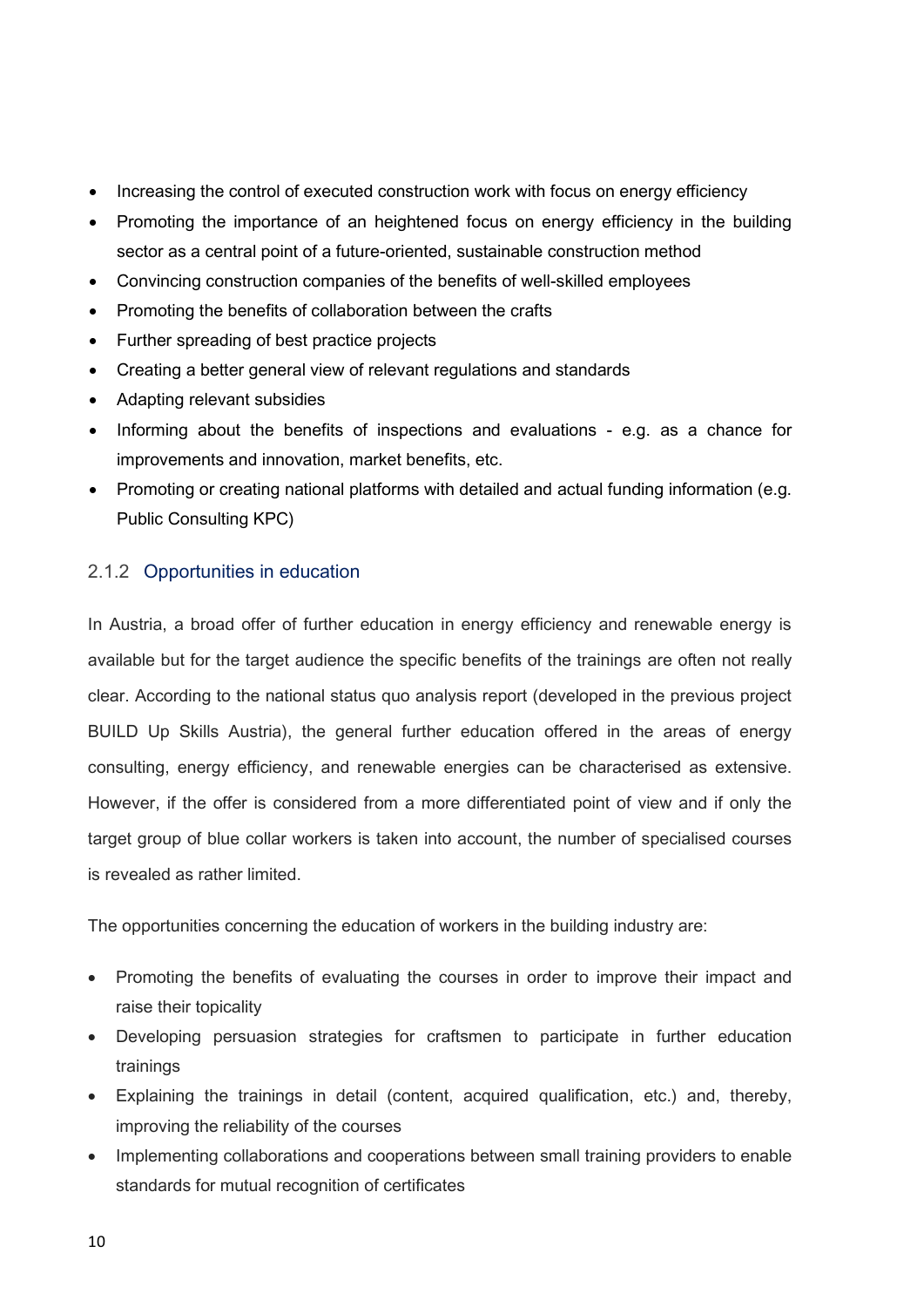- Increasing the control of executed construction work with focus on energy efficiency
- Promoting the importance of an heightened focus on energy efficiency in the building sector as a central point of a future-oriented, sustainable construction method
- Convincing construction companies of the benefits of well-skilled employees
- Promoting the benefits of collaboration between the crafts
- Further spreading of best practice projects
- Creating a better general view of relevant regulations and standards
- Adapting relevant subsidies
- Informing about the benefits of inspections and evaluations - e.g. as a chance for improvements and innovation, market benefits, etc.
- Promoting or creating national platforms with detailed and actual funding information (e.g. Public Consulting KPC)

### 2.1.2 Opportunities in education

In Austria, a broad offer of further education in energy efficiency and renewable energy is available but for the target audience the specific benefits of the trainings are often not really clear. According to the national status quo analysis report (developed in the previous project BUILD Up Skills Austria), the general further education offered in the areas of energy consulting, energy efficiency, and renewable energies can be characterised as extensive. However, if the offer is considered from a more differentiated point of view and if only the target group of blue collar workers is taken into account, the number of specialised courses is revealed as rather limited.

The opportunities concerning the education of workers in the building industry are:

- Promoting the benefits of evaluating the courses in order to improve their impact and raise their topicality
- Developing persuasion strategies for craftsmen to participate in further education trainings
- Explaining the trainings in detail (content, acquired qualification, etc.) and, thereby, improving the reliability of the courses
- Implementing collaborations and cooperations between small training providers to enable standards for mutual recognition of certificates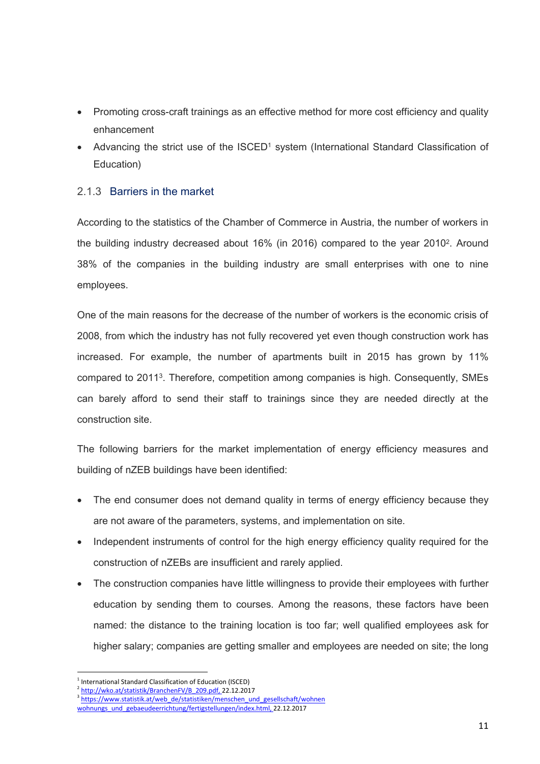- Promoting cross-craft trainings as an effective method for more cost efficiency and quality enhancement
- Advancing the strict use of the ISCED[1] system (International Standard Classification of Education)

### 2.1.3 Barriers in the market

According to the statistics of the Chamber of Commerce in Austria, the number of workers in the building industry decreased about 16% (in 2016) compared to the year 2010[2]. Around 38% of the companies in the building industry are small enterprises with one to nine employees.

One of the main reasons for the decrease of the number of workers is the economic crisis of 2008, from which the industry has not fully recovered yet even though construction work has increased. For example, the number of apartments built in 2015 has grown by 11% compared to 2011[3]. Therefore, competition among companies is high. Consequently, SMEs can barely afford to send their staff to trainings since they are needed directly at the construction site.

The following barriers for the market implementation of energy efficiency measures and building of nZEB buildings have been identified:

- The end consumer does not demand quality in terms of energy efficiency because they are not aware of the parameters, systems, and implementation on site.
- Independent instruments of control for the high energy efficiency quality required for the construction of nZEBs are insufficient and rarely applied.
- The construction companies have little willingness to provide their employees with further education by sending them to courses. Among the reasons, these factors have been named: the distance to the training location is too far; well qualified employees ask for higher salary; companies are getting smaller and employees are needed on site; the long

---

[1] International Standard Classification of Education (ISCED)

[2] http://wko.at/statistik/BranchenFV/B_209.pdf, 22.12.2017

[3] https://www.statistik.at/web_de/statistiken/menschen_und_gesellschaft/wohnen wohnungs_und_gebaeudeerrichtung/fertigstellungen/index.html, 22.12.2017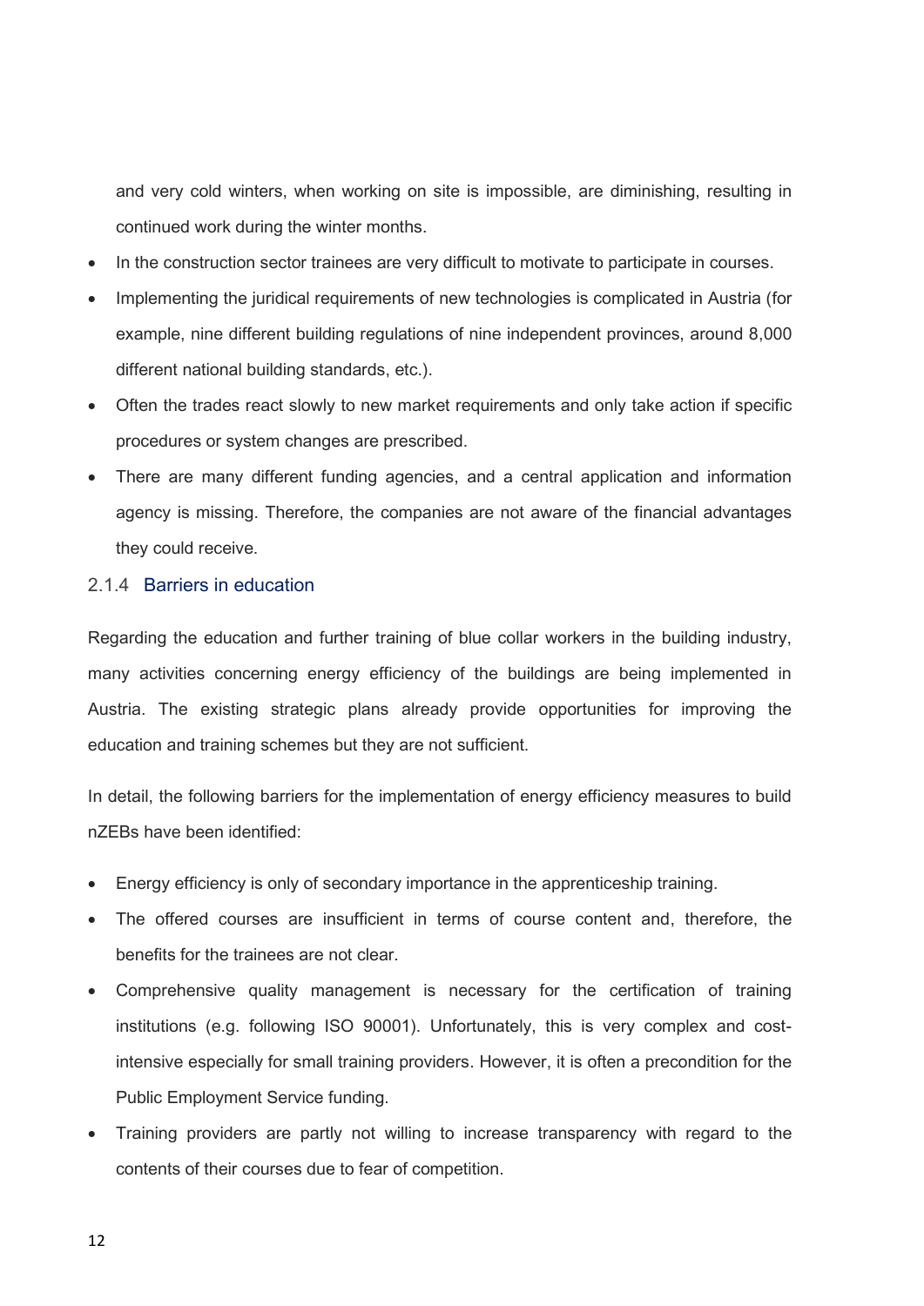and very cold winters, when working on site is impossible, are diminishing, resulting in continued work during the winter months.

- In the construction sector trainees are very difficult to motivate to participate in courses.
- Implementing the juridical requirements of new technologies is complicated in Austria (for example, nine different building regulations of nine independent provinces, around 8,000 different national building standards, etc.).
- Often the trades react slowly to new market requirements and only take action if specific procedures or system changes are prescribed.
- There are many different funding agencies, and a central application and information agency is missing. Therefore, the companies are not aware of the financial advantages they could receive.

### 2.1.4 Barriers in education

Regarding the education and further training of blue collar workers in the building industry, many activities concerning energy efficiency of the buildings are being implemented in Austria. The existing strategic plans already provide opportunities for improving the education and training schemes but they are not sufficient.

In detail, the following barriers for the implementation of energy efficiency measures to build nZEBs have been identified:

- Energy efficiency is only of secondary importance in the apprenticeship training.
- The offered courses are insufficient in terms of course content and, therefore, the benefits for the trainees are not clear.
- Comprehensive quality management is necessary for the certification of training institutions (e.g. following ISO 90001). Unfortunately, this is very complex and cost-intensive especially for small training providers. However, it is often a precondition for the Public Employment Service funding.
- Training providers are partly not willing to increase transparency with regard to the contents of their courses due to fear of competition.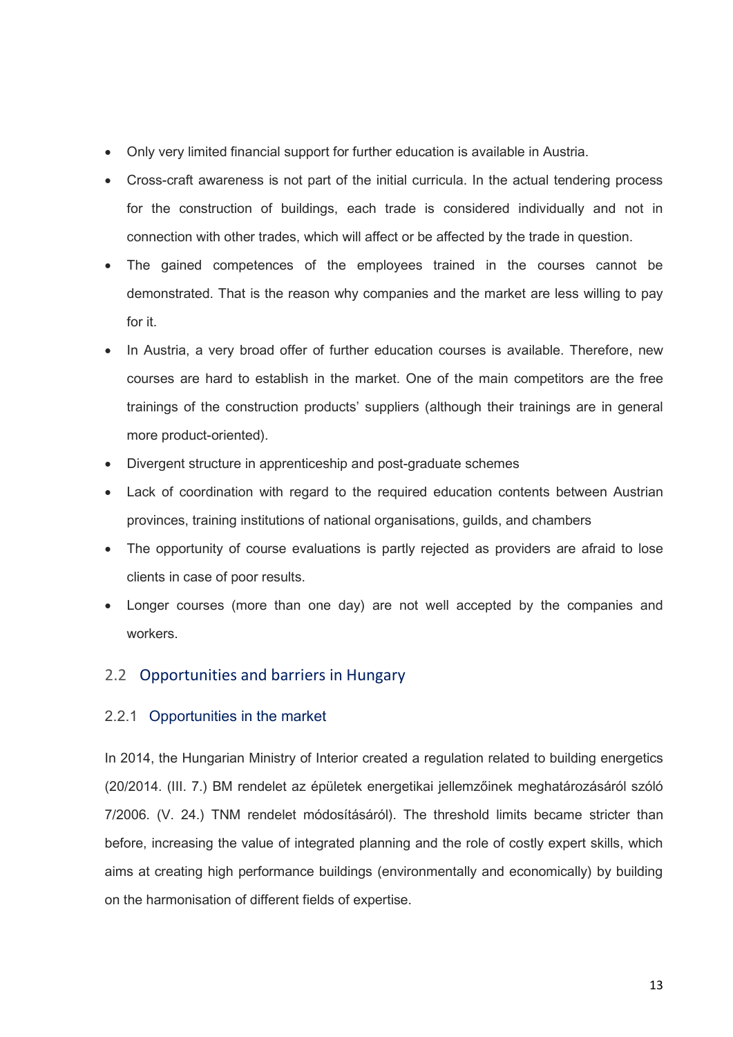- Only very limited financial support for further education is available in Austria.
- Cross-craft awareness is not part of the initial curricula. In the actual tendering process for the construction of buildings, each trade is considered individually and not in connection with other trades, which will affect or be affected by the trade in question.
- The gained competences of the employees trained in the courses cannot be demonstrated. That is the reason why companies and the market are less willing to pay for it.
- In Austria, a very broad offer of further education courses is available. Therefore, new courses are hard to establish in the market. One of the main competitors are the free trainings of the construction products' suppliers (although their trainings are in general more product-oriented).
- Divergent structure in apprenticeship and post-graduate schemes
- Lack of coordination with regard to the required education contents between Austrian provinces, training institutions of national organisations, guilds, and chambers
- The opportunity of course evaluations is partly rejected as providers are afraid to lose clients in case of poor results.
- Longer courses (more than one day) are not well accepted by the companies and workers.

## 2.2 Opportunities and barriers in Hungary

### 2.2.1 Opportunities in the market

In 2014, the Hungarian Ministry of Interior created a regulation related to building energetics (20/2014. (III. 7.) BM rendelet az épületek energetikai jellemzőinek meghatározásáról szóló 7/2006. (V. 24.) TNM rendelet módosításáról). The threshold limits became stricter than before, increasing the value of integrated planning and the role of costly expert skills, which aims at creating high performance buildings (environmentally and economically) by building on the harmonisation of different fields of expertise.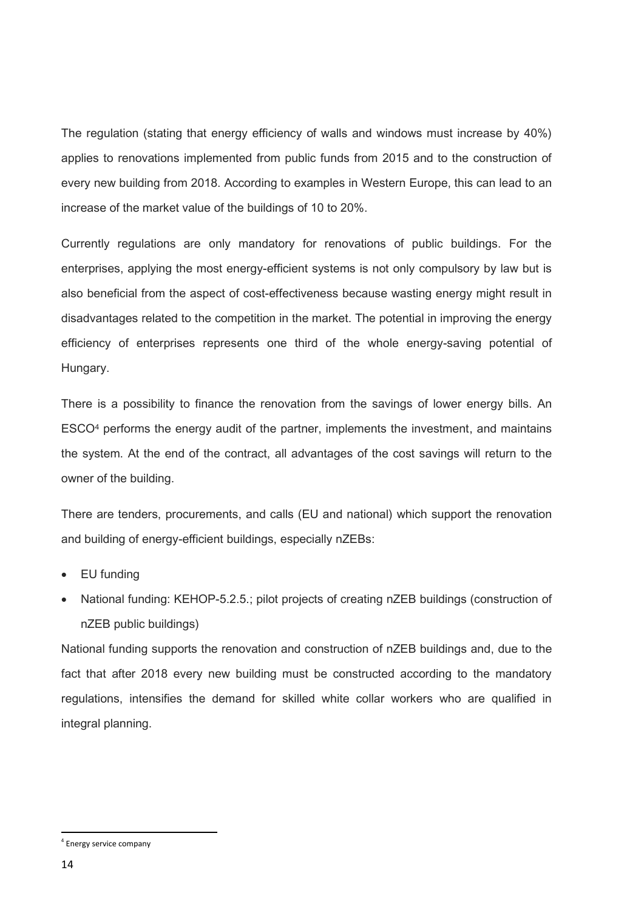The regulation (stating that energy efficiency of walls and windows must increase by 40%) applies to renovations implemented from public funds from 2015 and to the construction of every new building from 2018. According to examples in Western Europe, this can lead to an increase of the market value of the buildings of 10 to 20%.

Currently regulations are only mandatory for renovations of public buildings. For the enterprises, applying the most energy-efficient systems is not only compulsory by law but is also beneficial from the aspect of cost-effectiveness because wasting energy might result in disadvantages related to the competition in the market. The potential in improving the energy efficiency of enterprises represents one third of the whole energy-saving potential of Hungary.

There is a possibility to finance the renovation from the savings of lower energy bills. An ESCO[4] performs the energy audit of the partner, implements the investment, and maintains the system. At the end of the contract, all advantages of the cost savings will return to the owner of the building.

There are tenders, procurements, and calls (EU and national) which support the renovation and building of energy-efficient buildings, especially nZEBs:

- EU funding
- National funding: KEHOP-5.2.5.; pilot projects of creating nZEB buildings (construction of nZEB public buildings)

National funding supports the renovation and construction of nZEB buildings and, due to the fact that after 2018 every new building must be constructed according to the mandatory regulations, intensifies the demand for skilled white collar workers who are qualified in integral planning.

[4] Energy service company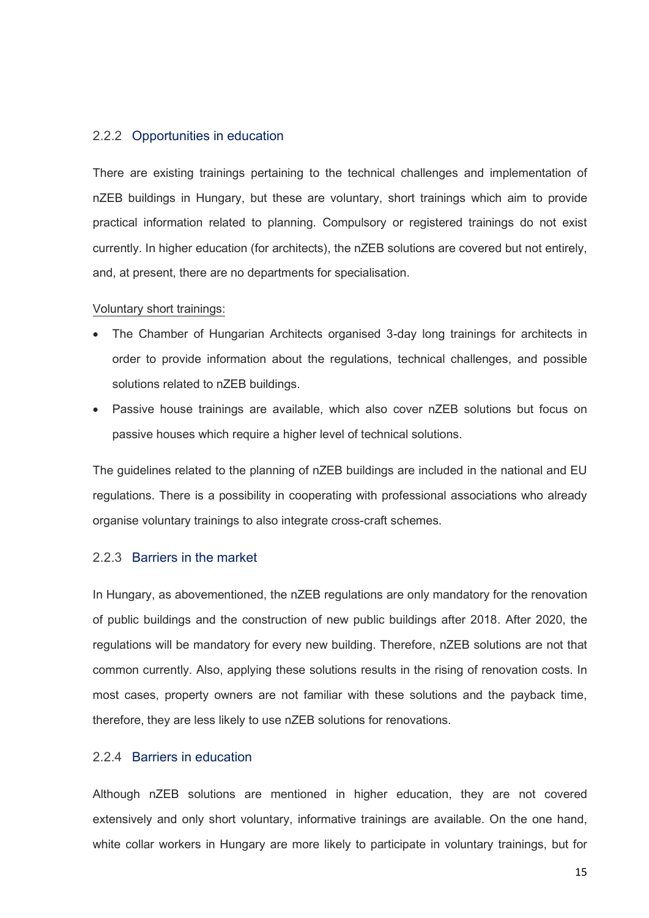### 2.2.2 Opportunities in education

There are existing trainings pertaining to the technical challenges and implementation of nZEB buildings in Hungary, but these are voluntary, short trainings which aim to provide practical information related to planning. Compulsory or registered trainings do not exist currently. In higher education (for architects), the nZEB solutions are covered but not entirely, and, at present, there are no departments for specialisation.

Voluntary short trainings:

- The Chamber of Hungarian Architects organised 3-day long trainings for architects in order to provide information about the regulations, technical challenges, and possible solutions related to nZEB buildings.
- Passive house trainings are available, which also cover nZEB solutions but focus on passive houses which require a higher level of technical solutions.

The guidelines related to the planning of nZEB buildings are included in the national and EU regulations. There is a possibility in cooperating with professional associations who already organise voluntary trainings to also integrate cross-craft schemes.

### 2.2.3 Barriers in the market

In Hungary, as abovementioned, the nZEB regulations are only mandatory for the renovation of public buildings and the construction of new public buildings after 2018. After 2020, the regulations will be mandatory for every new building. Therefore, nZEB solutions are not that common currently. Also, applying these solutions results in the rising of renovation costs. In most cases, property owners are not familiar with these solutions and the payback time, therefore, they are less likely to use nZEB solutions for renovations.

### 2.2.4 Barriers in education

Although nZEB solutions are mentioned in higher education, they are not covered extensively and only short voluntary, informative trainings are available. On the one hand, white collar workers in Hungary are more likely to participate in voluntary trainings, but for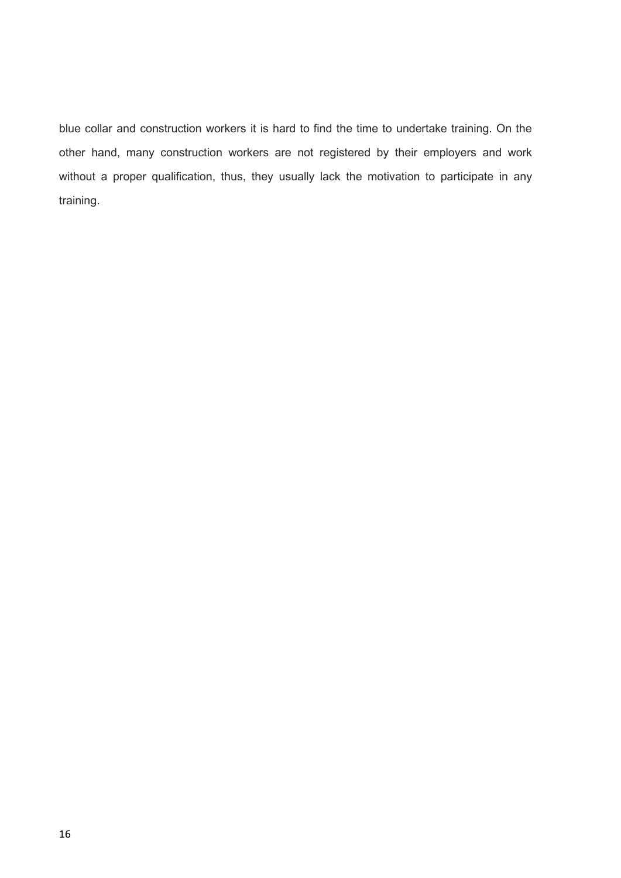blue collar and construction workers it is hard to find the time to undertake training. On the other hand, many construction workers are not registered by their employers and work without a proper qualification, thus, they usually lack the motivation to participate in any training.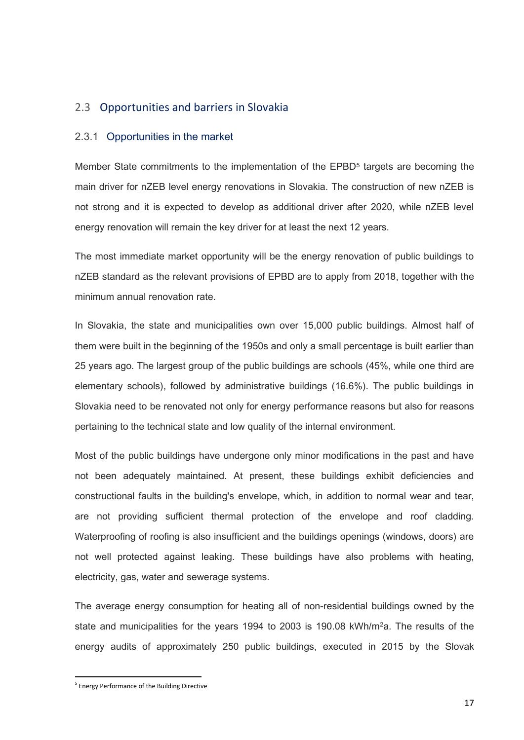## 2.3 Opportunities and barriers in Slovakia

### 2.3.1 Opportunities in the market

Member State commitments to the implementation of the EPBD[5] targets are becoming the main driver for nZEB level energy renovations in Slovakia. The construction of new nZEB is not strong and it is expected to develop as additional driver after 2020, while nZEB level energy renovation will remain the key driver for at least the next 12 years.

The most immediate market opportunity will be the energy renovation of public buildings to nZEB standard as the relevant provisions of EPBD are to apply from 2018, together with the minimum annual renovation rate.

In Slovakia, the state and municipalities own over 15,000 public buildings. Almost half of them were built in the beginning of the 1950s and only a small percentage is built earlier than 25 years ago. The largest group of the public buildings are schools (45%, while one third are elementary schools), followed by administrative buildings (16.6%). The public buildings in Slovakia need to be renovated not only for energy performance reasons but also for reasons pertaining to the technical state and low quality of the internal environment.

Most of the public buildings have undergone only minor modifications in the past and have not been adequately maintained. At present, these buildings exhibit deficiencies and constructional faults in the building's envelope, which, in addition to normal wear and tear, are not providing sufficient thermal protection of the envelope and roof cladding. Waterproofing of roofing is also insufficient and the buildings openings (windows, doors) are not well protected against leaking. These buildings have also problems with heating, electricity, gas, water and sewerage systems.

The average energy consumption for heating all of non-residential buildings owned by the state and municipalities for the years 1994 to 2003 is 190.08 kWh/m$^2$a. The results of the energy audits of approximately 250 public buildings, executed in 2015 by the Slovak

[5] Energy Performance of the Building Directive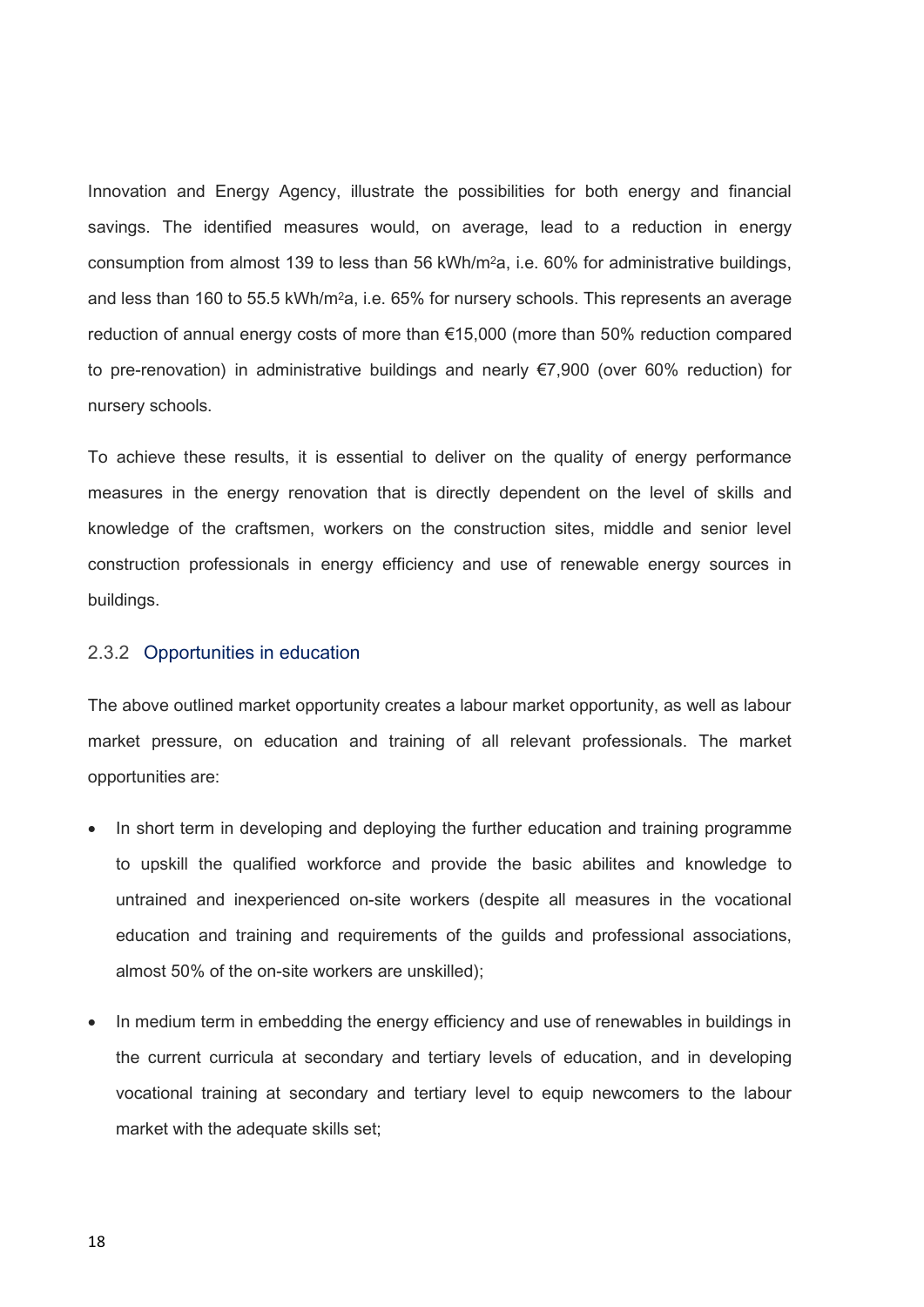Innovation and Energy Agency, illustrate the possibilities for both energy and financial savings. The identified measures would, on average, lead to a reduction in energy consumption from almost 139 to less than 56 kWh/m$^2$a, i.e. 60% for administrative buildings, and less than 160 to 55.5 kWh/m$^2$a, i.e. 65% for nursery schools. This represents an average reduction of annual energy costs of more than €15,000 (more than 50% reduction compared to pre-renovation) in administrative buildings and nearly €7,900 (over 60% reduction) for nursery schools.

To achieve these results, it is essential to deliver on the quality of energy performance measures in the energy renovation that is directly dependent on the level of skills and knowledge of the craftsmen, workers on the construction sites, middle and senior level construction professionals in energy efficiency and use of renewable energy sources in buildings.

### 2.3.2 Opportunities in education

The above outlined market opportunity creates a labour market opportunity, as well as labour market pressure, on education and training of all relevant professionals. The market opportunities are:

- In short term in developing and deploying the further education and training programme to upskill the qualified workforce and provide the basic abilites and knowledge to untrained and inexperienced on-site workers (despite all measures in the vocational education and training and requirements of the guilds and professional associations, almost 50% of the on-site workers are unskilled);
- In medium term in embedding the energy efficiency and use of renewables in buildings in the current curricula at secondary and tertiary levels of education, and in developing vocational training at secondary and tertiary level to equip newcomers to the labour market with the adequate skills set;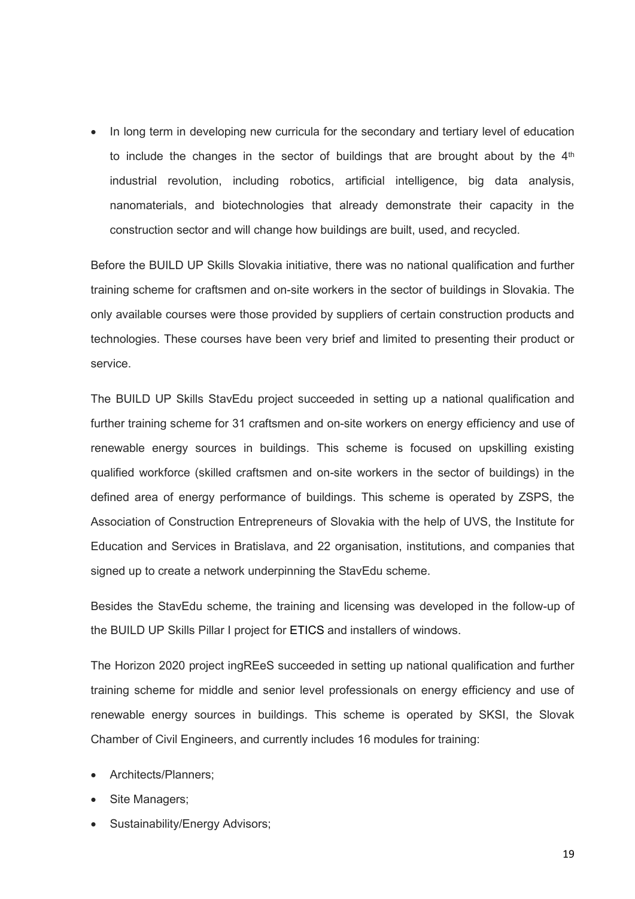- In long term in developing new curricula for the secondary and tertiary level of education to include the changes in the sector of buildings that are brought about by the 4th industrial revolution, including robotics, artificial intelligence, big data analysis, nanomaterials, and biotechnologies that already demonstrate their capacity in the construction sector and will change how buildings are built, used, and recycled.

Before the BUILD UP Skills Slovakia initiative, there was no national qualification and further training scheme for craftsmen and on-site workers in the sector of buildings in Slovakia. The only available courses were those provided by suppliers of certain construction products and technologies. These courses have been very brief and limited to presenting their product or service.

The BUILD UP Skills StavEdu project succeeded in setting up a national qualification and further training scheme for 31 craftsmen and on-site workers on energy efficiency and use of renewable energy sources in buildings. This scheme is focused on upskilling existing qualified workforce (skilled craftsmen and on-site workers in the sector of buildings) in the defined area of energy performance of buildings. This scheme is operated by ZSPS, the Association of Construction Entrepreneurs of Slovakia with the help of UVS, the Institute for Education and Services in Bratislava, and 22 organisation, institutions, and companies that signed up to create a network underpinning the StavEdu scheme.

Besides the StavEdu scheme, the training and licensing was developed in the follow-up of the BUILD UP Skills Pillar I project for ETICS and installers of windows.

The Horizon 2020 project ingREeS succeeded in setting up national qualification and further training scheme for middle and senior level professionals on energy efficiency and use of renewable energy sources in buildings. This scheme is operated by SKSI, the Slovak Chamber of Civil Engineers, and currently includes 16 modules for training:

- Architects/Planners;
- Site Managers;
- Sustainability/Energy Advisors;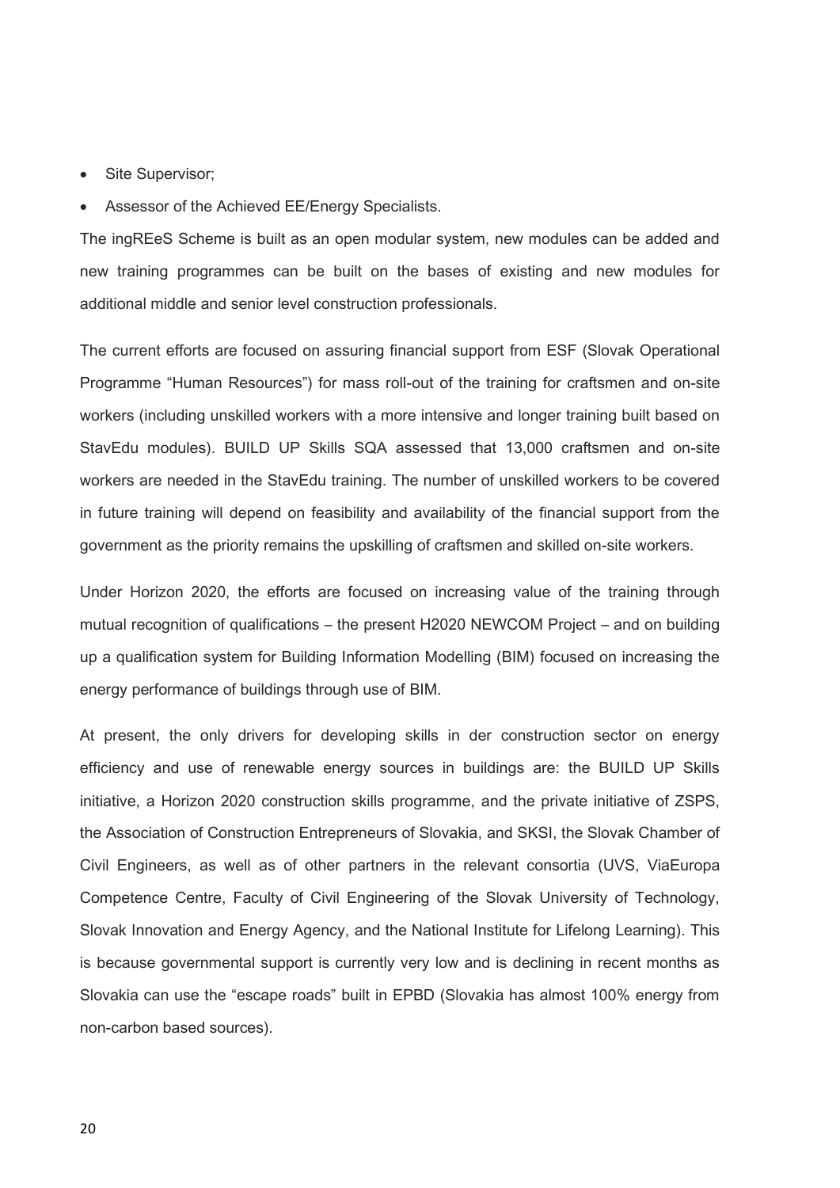- Site Supervisor;
- Assessor of the Achieved EE/Energy Specialists.

The ingREeS Scheme is built as an open modular system, new modules can be added and new training programmes can be built on the bases of existing and new modules for additional middle and senior level construction professionals.

The current efforts are focused on assuring financial support from ESF (Slovak Operational Programme "Human Resources") for mass roll-out of the training for craftsmen and on-site workers (including unskilled workers with a more intensive and longer training built based on StavEdu modules). BUILD UP Skills SQA assessed that 13,000 craftsmen and on-site workers are needed in the StavEdu training. The number of unskilled workers to be covered in future training will depend on feasibility and availability of the financial support from the government as the priority remains the upskilling of craftsmen and skilled on-site workers.

Under Horizon 2020, the efforts are focused on increasing value of the training through mutual recognition of qualifications – the present H2020 NEWCOM Project – and on building up a qualification system for Building Information Modelling (BIM) focused on increasing the energy performance of buildings through use of BIM.

At present, the only drivers for developing skills in der construction sector on energy efficiency and use of renewable energy sources in buildings are: the BUILD UP Skills initiative, a Horizon 2020 construction skills programme, and the private initiative of ZSPS, the Association of Construction Entrepreneurs of Slovakia, and SKSI, the Slovak Chamber of Civil Engineers, as well as of other partners in the relevant consortia (UVS, ViaEuropa Competence Centre, Faculty of Civil Engineering of the Slovak University of Technology, Slovak Innovation and Energy Agency, and the National Institute for Lifelong Learning). This is because governmental support is currently very low and is declining in recent months as Slovakia can use the "escape roads" built in EPBD (Slovakia has almost 100% energy from non-carbon based sources).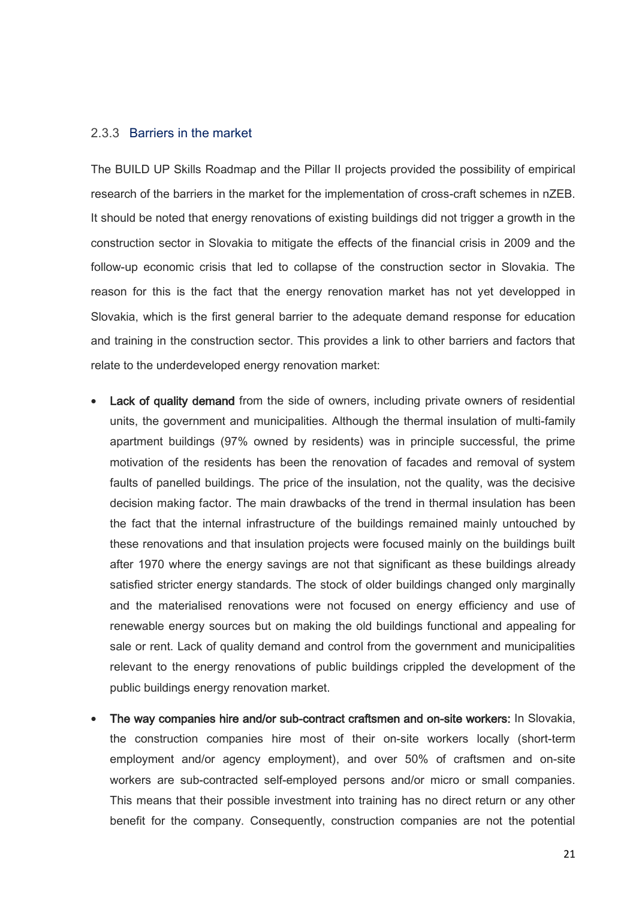### 2.3.3 Barriers in the market

The BUILD UP Skills Roadmap and the Pillar II projects provided the possibility of empirical research of the barriers in the market for the implementation of cross-craft schemes in nZEB. It should be noted that energy renovations of existing buildings did not trigger a growth in the construction sector in Slovakia to mitigate the effects of the financial crisis in 2009 and the follow-up economic crisis that led to collapse of the construction sector in Slovakia. The reason for this is the fact that the energy renovation market has not yet developped in Slovakia, which is the first general barrier to the adequate demand response for education and training in the construction sector. This provides a link to other barriers and factors that relate to the underdeveloped energy renovation market:

- **Lack of quality demand** from the side of owners, including private owners of residential units, the government and municipalities. Although the thermal insulation of multi-family apartment buildings (97% owned by residents) was in principle successful, the prime motivation of the residents has been the renovation of facades and removal of system faults of panelled buildings. The price of the insulation, not the quality, was the decisive decision making factor. The main drawbacks of the trend in thermal insulation has been the fact that the internal infrastructure of the buildings remained mainly untouched by these renovations and that insulation projects were focused mainly on the buildings built after 1970 where the energy savings are not that significant as these buildings already satisfied stricter energy standards. The stock of older buildings changed only marginally and the materialised renovations were not focused on energy efficiency and use of renewable energy sources but on making the old buildings functional and appealing for sale or rent. Lack of quality demand and control from the government and municipalities relevant to the energy renovations of public buildings crippled the development of the public buildings energy renovation market.
- **The way companies hire and/or sub-contract craftsmen and on-site workers:** In Slovakia, the construction companies hire most of their on-site workers locally (short-term employment and/or agency employment), and over 50% of craftsmen and on-site workers are sub-contracted self-employed persons and/or micro or small companies. This means that their possible investment into training has no direct return or any other benefit for the company. Consequently, construction companies are not the potential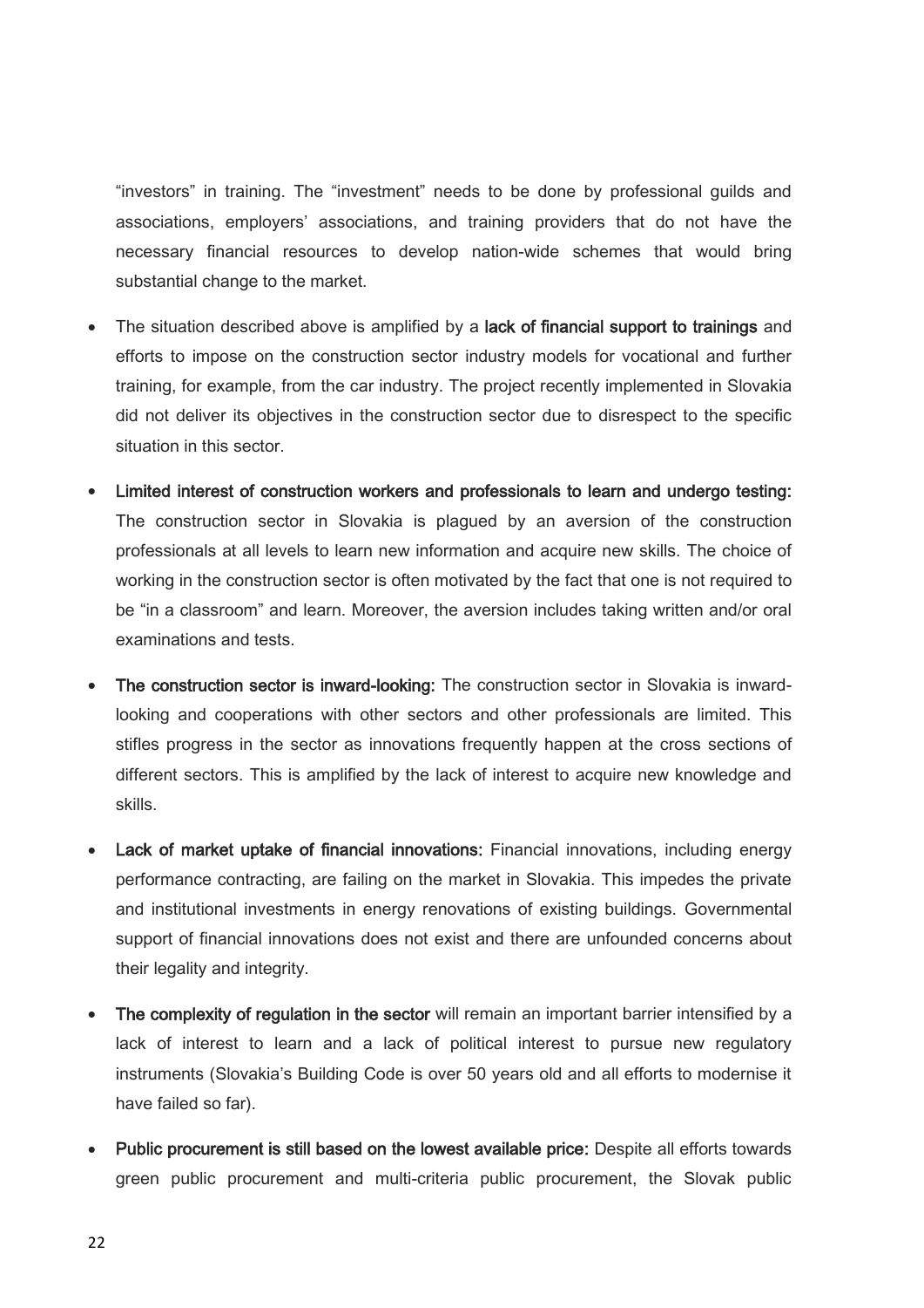"investors" in training. The "investment" needs to be done by professional guilds and associations, employers' associations, and training providers that do not have the necessary financial resources to develop nation-wide schemes that would bring substantial change to the market.

- The situation described above is amplified by a **lack of financial support to trainings** and efforts to impose on the construction sector industry models for vocational and further training, for example, from the car industry. The project recently implemented in Slovakia did not deliver its objectives in the construction sector due to disrespect to the specific situation in this sector.
- **Limited interest of construction workers and professionals to learn and undergo testing:** The construction sector in Slovakia is plagued by an aversion of the construction professionals at all levels to learn new information and acquire new skills. The choice of working in the construction sector is often motivated by the fact that one is not required to be "in a classroom" and learn. Moreover, the aversion includes taking written and/or oral examinations and tests.
- **The construction sector is inward-looking:** The construction sector in Slovakia is inward-looking and cooperations with other sectors and other professionals are limited. This stifles progress in the sector as innovations frequently happen at the cross sections of different sectors. This is amplified by the lack of interest to acquire new knowledge and skills.
- **Lack of market uptake of financial innovations:** Financial innovations, including energy performance contracting, are failing on the market in Slovakia. This impedes the private and institutional investments in energy renovations of existing buildings. Governmental support of financial innovations does not exist and there are unfounded concerns about their legality and integrity.
- **The complexity of regulation in the sector** will remain an important barrier intensified by a lack of interest to learn and a lack of political interest to pursue new regulatory instruments (Slovakia's Building Code is over 50 years old and all efforts to modernise it have failed so far).
- **Public procurement is still based on the lowest available price:** Despite all efforts towards green public procurement and multi-criteria public procurement, the Slovak public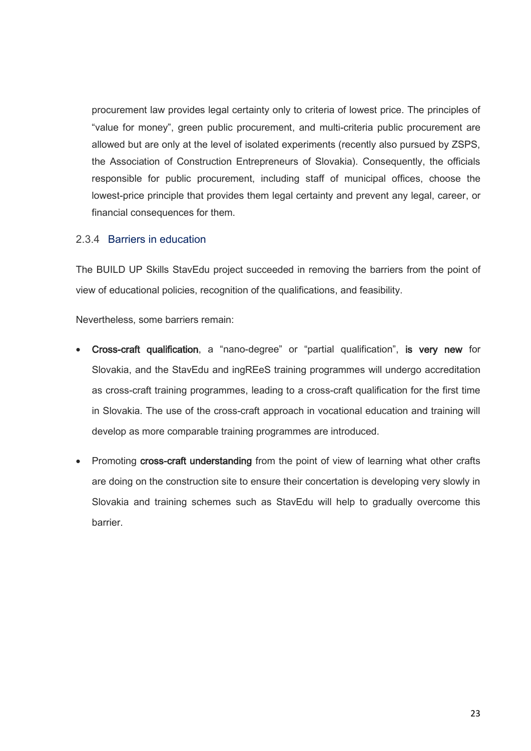procurement law provides legal certainty only to criteria of lowest price. The principles of "value for money", green public procurement, and multi-criteria public procurement are allowed but are only at the level of isolated experiments (recently also pursued by ZSPS, the Association of Construction Entrepreneurs of Slovakia). Consequently, the officials responsible for public procurement, including staff of municipal offices, choose the lowest-price principle that provides them legal certainty and prevent any legal, career, or financial consequences for them.

### 2.3.4 Barriers in education

The BUILD UP Skills StavEdu project succeeded in removing the barriers from the point of view of educational policies, recognition of the qualifications, and feasibility.

Nevertheless, some barriers remain:

- **Cross-craft qualification**, a "nano-degree" or "partial qualification", **is very new** for Slovakia, and the StavEdu and ingREeS training programmes will undergo accreditation as cross-craft training programmes, leading to a cross-craft qualification for the first time in Slovakia. The use of the cross-craft approach in vocational education and training will develop as more comparable training programmes are introduced.
- Promoting **cross-craft understanding** from the point of view of learning what other crafts are doing on the construction site to ensure their concertation is developing very slowly in Slovakia and training schemes such as StavEdu will help to gradually overcome this barrier.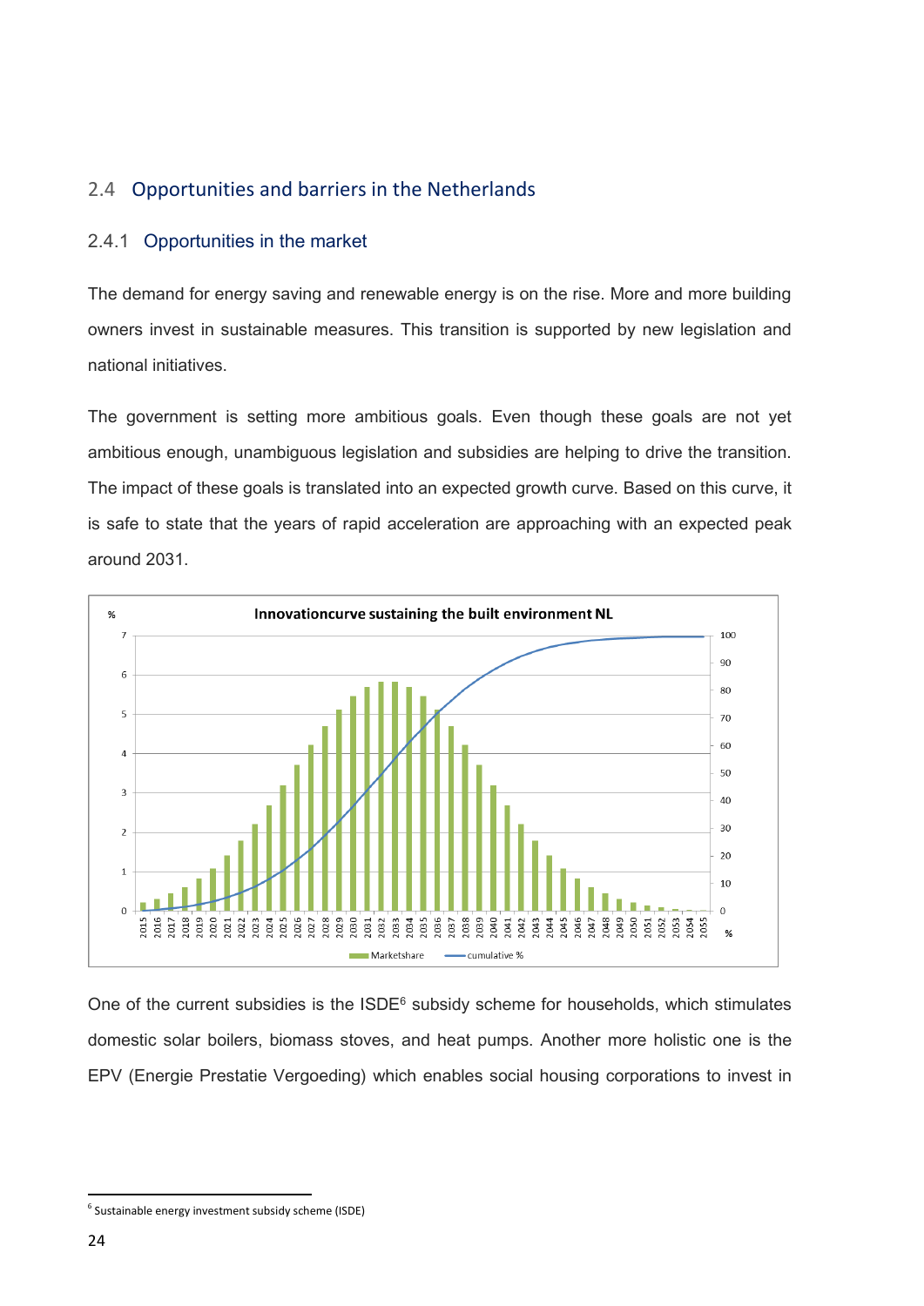## 2.4 Opportunities and barriers in the Netherlands

### 2.4.1 Opportunities in the market

The demand for energy saving and renewable energy is on the rise. More and more building owners invest in sustainable measures. This transition is supported by new legislation and national initiatives.

The government is setting more ambitious goals. Even though these goals are not yet ambitious enough, unambiguous legislation and subsidies are helping to drive the transition. The impact of these goals is translated into an expected growth curve. Based on this curve, it is safe to state that the years of rapid acceleration are approaching with an expected peak around 2031.

**Innovationcurve sustaining the built environment NL**

One of the current subsidies is the ISDE[6] subsidy scheme for households, which stimulates domestic solar boilers, biomass stoves, and heat pumps. Another more holistic one is the EPV (Energie Prestatie Vergoeding) which enables social housing corporations to invest in

[6] Sustainable energy investment subsidy scheme (ISDE)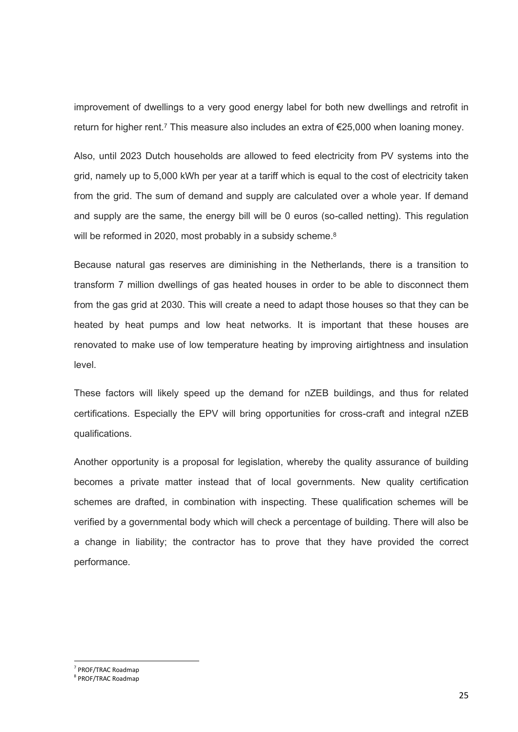improvement of dwellings to a very good energy label for both new dwellings and retrofit in return for higher rent.[7] This measure also includes an extra of €25,000 when loaning money.

Also, until 2023 Dutch households are allowed to feed electricity from PV systems into the grid, namely up to 5,000 kWh per year at a tariff which is equal to the cost of electricity taken from the grid. The sum of demand and supply are calculated over a whole year. If demand and supply are the same, the energy bill will be 0 euros (so-called netting). This regulation will be reformed in 2020, most probably in a subsidy scheme.[8]

Because natural gas reserves are diminishing in the Netherlands, there is a transition to transform 7 million dwellings of gas heated houses in order to be able to disconnect them from the gas grid at 2030. This will create a need to adapt those houses so that they can be heated by heat pumps and low heat networks. It is important that these houses are renovated to make use of low temperature heating by improving airtightness and insulation level.

These factors will likely speed up the demand for nZEB buildings, and thus for related certifications. Especially the EPV will bring opportunities for cross-craft and integral nZEB qualifications.

Another opportunity is a proposal for legislation, whereby the quality assurance of building becomes a private matter instead that of local governments. New quality certification schemes are drafted, in combination with inspecting. These qualification schemes will be verified by a governmental body which will check a percentage of building. There will also be a change in liability; the contractor has to prove that they have provided the correct performance.

[7] PROF/TRAC Roadmap

[8] PROF/TRAC Roadmap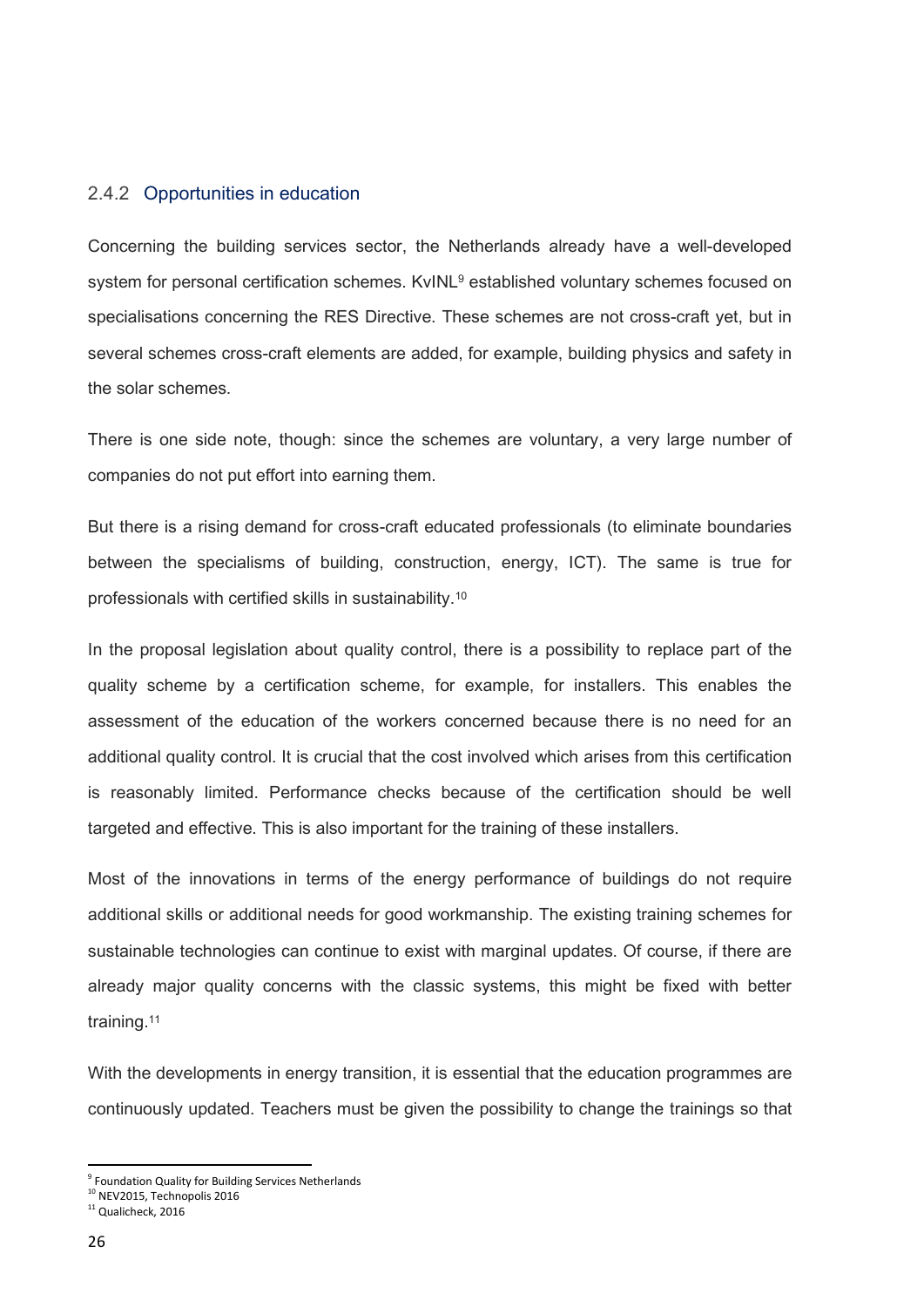### 2.4.2 Opportunities in education

Concerning the building services sector, the Netherlands already have a well-developed system for personal certification schemes. KvINL[9] established voluntary schemes focused on specialisations concerning the RES Directive. These schemes are not cross-craft yet, but in several schemes cross-craft elements are added, for example, building physics and safety in the solar schemes.

There is one side note, though: since the schemes are voluntary, a very large number of companies do not put effort into earning them.

But there is a rising demand for cross-craft educated professionals (to eliminate boundaries between the specialisms of building, construction, energy, ICT). The same is true for professionals with certified skills in sustainability.[10]

In the proposal legislation about quality control, there is a possibility to replace part of the quality scheme by a certification scheme, for example, for installers. This enables the assessment of the education of the workers concerned because there is no need for an additional quality control. It is crucial that the cost involved which arises from this certification is reasonably limited. Performance checks because of the certification should be well targeted and effective. This is also important for the training of these installers.

Most of the innovations in terms of the energy performance of buildings do not require additional skills or additional needs for good workmanship. The existing training schemes for sustainable technologies can continue to exist with marginal updates. Of course, if there are already major quality concerns with the classic systems, this might be fixed with better training.[11]

With the developments in energy transition, it is essential that the education programmes are continuously updated. Teachers must be given the possibility to change the trainings so that

---

[9] Foundation Quality for Building Services Netherlands

[10] NEV2015, Technopolis 2016

[11] Qualicheck, 2016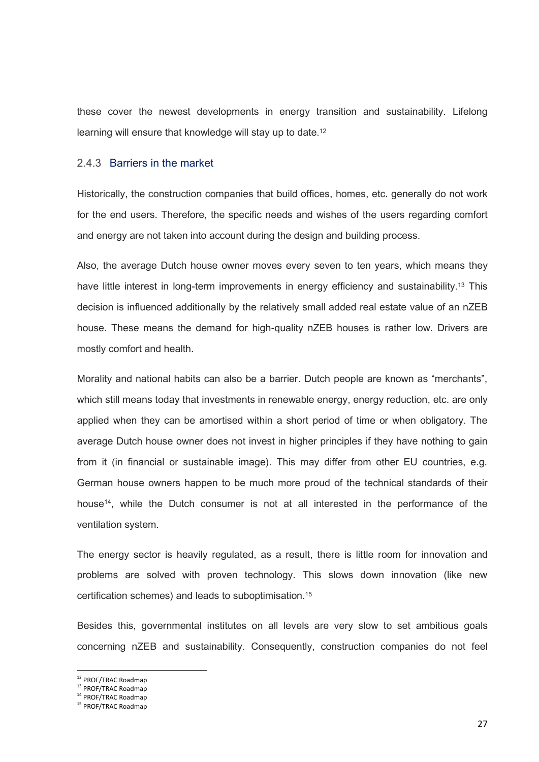these cover the newest developments in energy transition and sustainability. Lifelong learning will ensure that knowledge will stay up to date.[12]

### 2.4.3 Barriers in the market

Historically, the construction companies that build offices, homes, etc. generally do not work for the end users. Therefore, the specific needs and wishes of the users regarding comfort and energy are not taken into account during the design and building process.

Also, the average Dutch house owner moves every seven to ten years, which means they have little interest in long-term improvements in energy efficiency and sustainability.[13] This decision is influenced additionally by the relatively small added real estate value of an nZEB house. These means the demand for high-quality nZEB houses is rather low. Drivers are mostly comfort and health.

Morality and national habits can also be a barrier. Dutch people are known as "merchants", which still means today that investments in renewable energy, energy reduction, etc. are only applied when they can be amortised within a short period of time or when obligatory. The average Dutch house owner does not invest in higher principles if they have nothing to gain from it (in financial or sustainable image). This may differ from other EU countries, e.g. German house owners happen to be much more proud of the technical standards of their house[14], while the Dutch consumer is not at all interested in the performance of the ventilation system.

The energy sector is heavily regulated, as a result, there is little room for innovation and problems are solved with proven technology. This slows down innovation (like new certification schemes) and leads to suboptimisation.[15]

Besides this, governmental institutes on all levels are very slow to set ambitious goals concerning nZEB and sustainability. Consequently, construction companies do not feel

---

[12] PROF/TRAC Roadmap
[13] PROF/TRAC Roadmap
[14] PROF/TRAC Roadmap
[15] PROF/TRAC Roadmap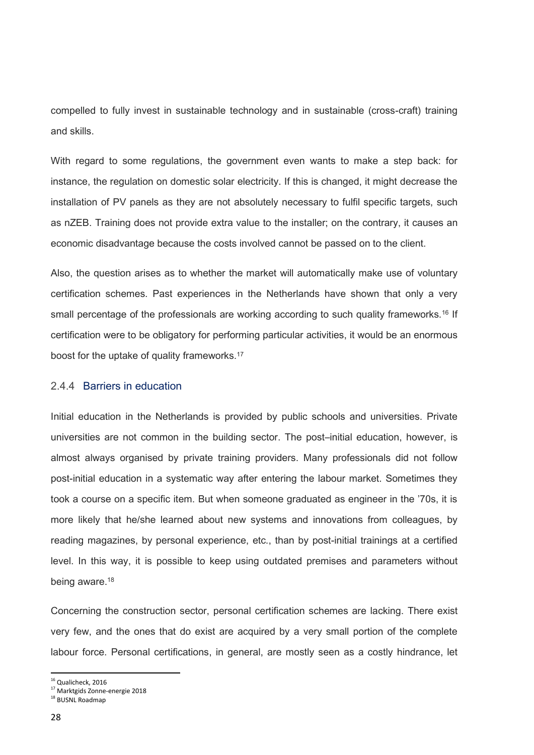compelled to fully invest in sustainable technology and in sustainable (cross-craft) training and skills.

With regard to some regulations, the government even wants to make a step back: for instance, the regulation on domestic solar electricity. If this is changed, it might decrease the installation of PV panels as they are not absolutely necessary to fulfil specific targets, such as nZEB. Training does not provide extra value to the installer; on the contrary, it causes an economic disadvantage because the costs involved cannot be passed on to the client.

Also, the question arises as to whether the market will automatically make use of voluntary certification schemes. Past experiences in the Netherlands have shown that only a very small percentage of the professionals are working according to such quality frameworks.[16] If certification were to be obligatory for performing particular activities, it would be an enormous boost for the uptake of quality frameworks.[17]

### 2.4.4 Barriers in education

Initial education in the Netherlands is provided by public schools and universities. Private universities are not common in the building sector. The post–initial education, however, is almost always organised by private training providers. Many professionals did not follow post-initial education in a systematic way after entering the labour market. Sometimes they took a course on a specific item. But when someone graduated as engineer in the '70s, it is more likely that he/she learned about new systems and innovations from colleagues, by reading magazines, by personal experience, etc., than by post-initial trainings at a certified level. In this way, it is possible to keep using outdated premises and parameters without being aware.[18]

Concerning the construction sector, personal certification schemes are lacking. There exist very few, and the ones that do exist are acquired by a very small portion of the complete labour force. Personal certifications, in general, are mostly seen as a costly hindrance, let

---

[16] Qualicheck, 2016
[17] Marktgids Zonne-energie 2018
[18] BUSNL Roadmap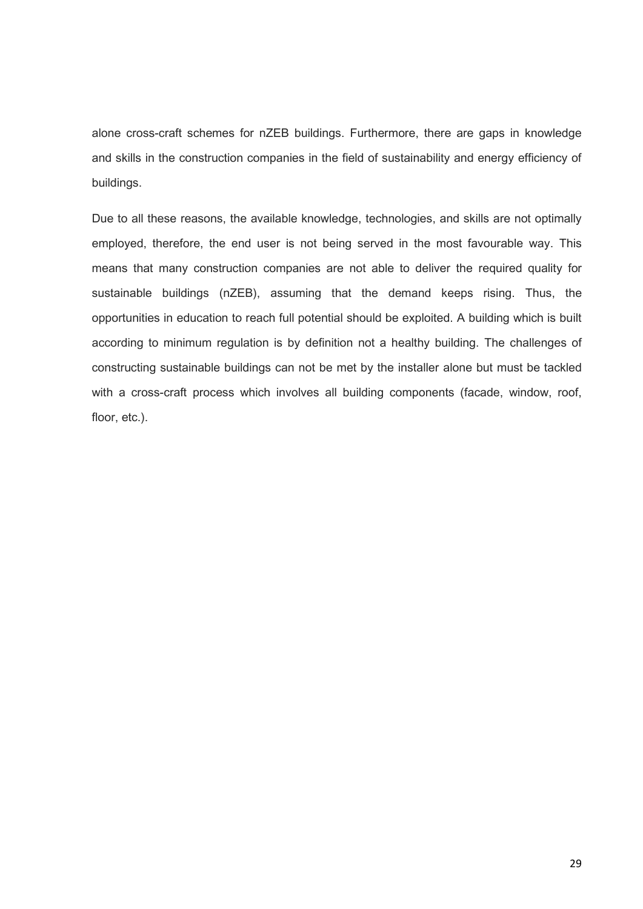alone cross-craft schemes for nZEB buildings. Furthermore, there are gaps in knowledge and skills in the construction companies in the field of sustainability and energy efficiency of buildings.

Due to all these reasons, the available knowledge, technologies, and skills are not optimally employed, therefore, the end user is not being served in the most favourable way. This means that many construction companies are not able to deliver the required quality for sustainable buildings (nZEB), assuming that the demand keeps rising. Thus, the opportunities in education to reach full potential should be exploited. A building which is built according to minimum regulation is by definition not a healthy building. The challenges of constructing sustainable buildings can not be met by the installer alone but must be tackled with a cross-craft process which involves all building components (facade, window, roof, floor, etc.).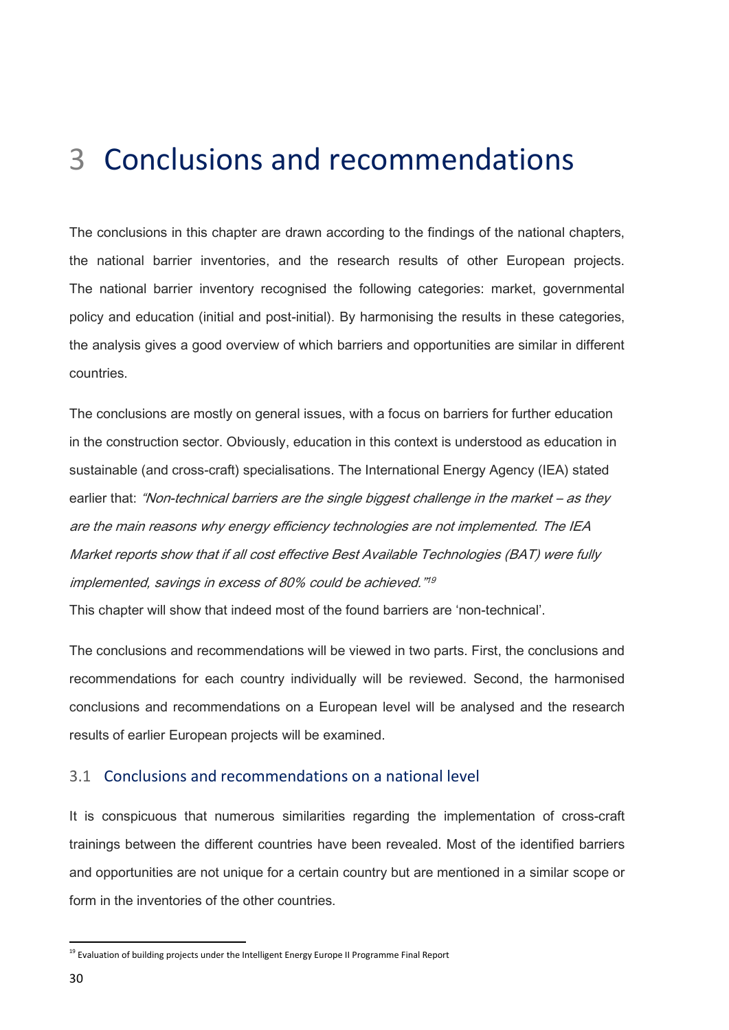# 3 Conclusions and recommendations

The conclusions in this chapter are drawn according to the findings of the national chapters, the national barrier inventories, and the research results of other European projects. The national barrier inventory recognised the following categories: market, governmental policy and education (initial and post-initial). By harmonising the results in these categories, the analysis gives a good overview of which barriers and opportunities are similar in different countries.

The conclusions are mostly on general issues, with a focus on barriers for further education in the construction sector. Obviously, education in this context is understood as education in sustainable (and cross-craft) specialisations. The International Energy Agency (IEA) stated earlier that: *"Non-technical barriers are the single biggest challenge in the market – as they are the main reasons why energy efficiency technologies are not implemented. The IEA Market reports show that if all cost effective Best Available Technologies (BAT) were fully implemented, savings in excess of 80% could be achieved."*[19]

This chapter will show that indeed most of the found barriers are 'non-technical'.

The conclusions and recommendations will be viewed in two parts. First, the conclusions and recommendations for each country individually will be reviewed. Second, the harmonised conclusions and recommendations on a European level will be analysed and the research results of earlier European projects will be examined.

## 3.1 Conclusions and recommendations on a national level

It is conspicuous that numerous similarities regarding the implementation of cross-craft trainings between the different countries have been revealed. Most of the identified barriers and opportunities are not unique for a certain country but are mentioned in a similar scope or form in the inventories of the other countries.

[19] Evaluation of building projects under the Intelligent Energy Europe II Programme Final Report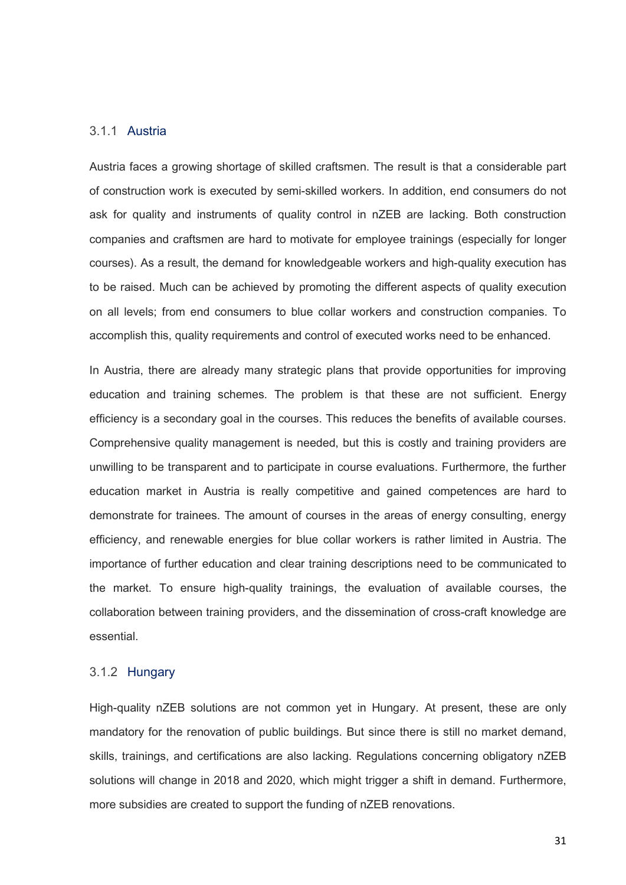### 3.1.1 Austria

Austria faces a growing shortage of skilled craftsmen. The result is that a considerable part of construction work is executed by semi-skilled workers. In addition, end consumers do not ask for quality and instruments of quality control in nZEB are lacking. Both construction companies and craftsmen are hard to motivate for employee trainings (especially for longer courses). As a result, the demand for knowledgeable workers and high-quality execution has to be raised. Much can be achieved by promoting the different aspects of quality execution on all levels; from end consumers to blue collar workers and construction companies. To accomplish this, quality requirements and control of executed works need to be enhanced.

In Austria, there are already many strategic plans that provide opportunities for improving education and training schemes. The problem is that these are not sufficient. Energy efficiency is a secondary goal in the courses. This reduces the benefits of available courses. Comprehensive quality management is needed, but this is costly and training providers are unwilling to be transparent and to participate in course evaluations. Furthermore, the further education market in Austria is really competitive and gained competences are hard to demonstrate for trainees. The amount of courses in the areas of energy consulting, energy efficiency, and renewable energies for blue collar workers is rather limited in Austria. The importance of further education and clear training descriptions need to be communicated to the market. To ensure high-quality trainings, the evaluation of available courses, the collaboration between training providers, and the dissemination of cross-craft knowledge are essential.

### 3.1.2 Hungary

High-quality nZEB solutions are not common yet in Hungary. At present, these are only mandatory for the renovation of public buildings. But since there is still no market demand, skills, trainings, and certifications are also lacking. Regulations concerning obligatory nZEB solutions will change in 2018 and 2020, which might trigger a shift in demand. Furthermore, more subsidies are created to support the funding of nZEB renovations.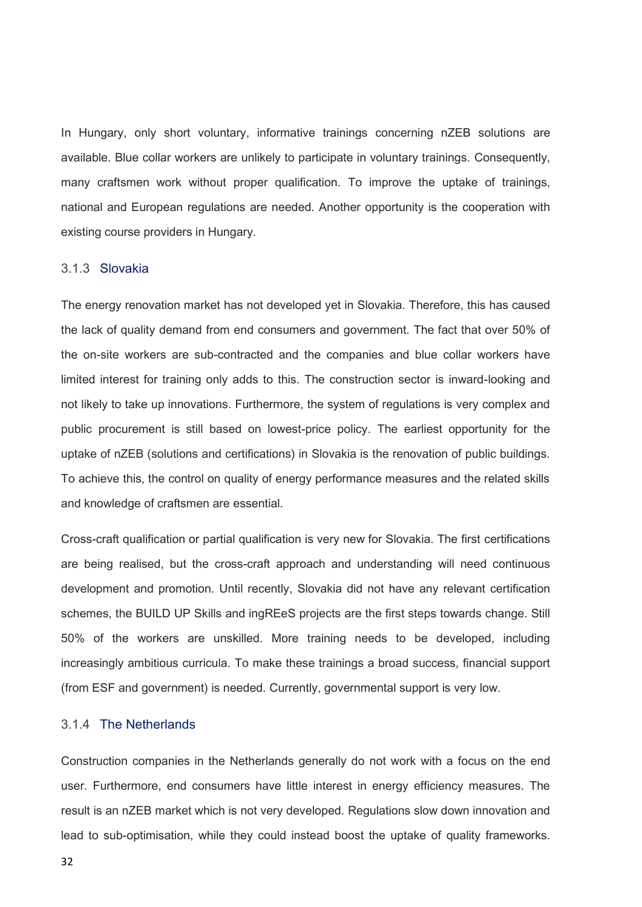In Hungary, only short voluntary, informative trainings concerning nZEB solutions are available. Blue collar workers are unlikely to participate in voluntary trainings. Consequently, many craftsmen work without proper qualification. To improve the uptake of trainings, national and European regulations are needed. Another opportunity is the cooperation with existing course providers in Hungary.

### 3.1.3 Slovakia

The energy renovation market has not developed yet in Slovakia. Therefore, this has caused the lack of quality demand from end consumers and government. The fact that over 50% of the on-site workers are sub-contracted and the companies and blue collar workers have limited interest for training only adds to this. The construction sector is inward-looking and not likely to take up innovations. Furthermore, the system of regulations is very complex and public procurement is still based on lowest-price policy. The earliest opportunity for the uptake of nZEB (solutions and certifications) in Slovakia is the renovation of public buildings. To achieve this, the control on quality of energy performance measures and the related skills and knowledge of craftsmen are essential.

Cross-craft qualification or partial qualification is very new for Slovakia. The first certifications are being realised, but the cross-craft approach and understanding will need continuous development and promotion. Until recently, Slovakia did not have any relevant certification schemes, the BUILD UP Skills and ingREeS projects are the first steps towards change. Still 50% of the workers are unskilled. More training needs to be developed, including increasingly ambitious curricula. To make these trainings a broad success, financial support (from ESF and government) is needed. Currently, governmental support is very low.

### 3.1.4 The Netherlands

Construction companies in the Netherlands generally do not work with a focus on the end user. Furthermore, end consumers have little interest in energy efficiency measures. The result is an nZEB market which is not very developed. Regulations slow down innovation and lead to sub-optimisation, while they could instead boost the uptake of quality frameworks.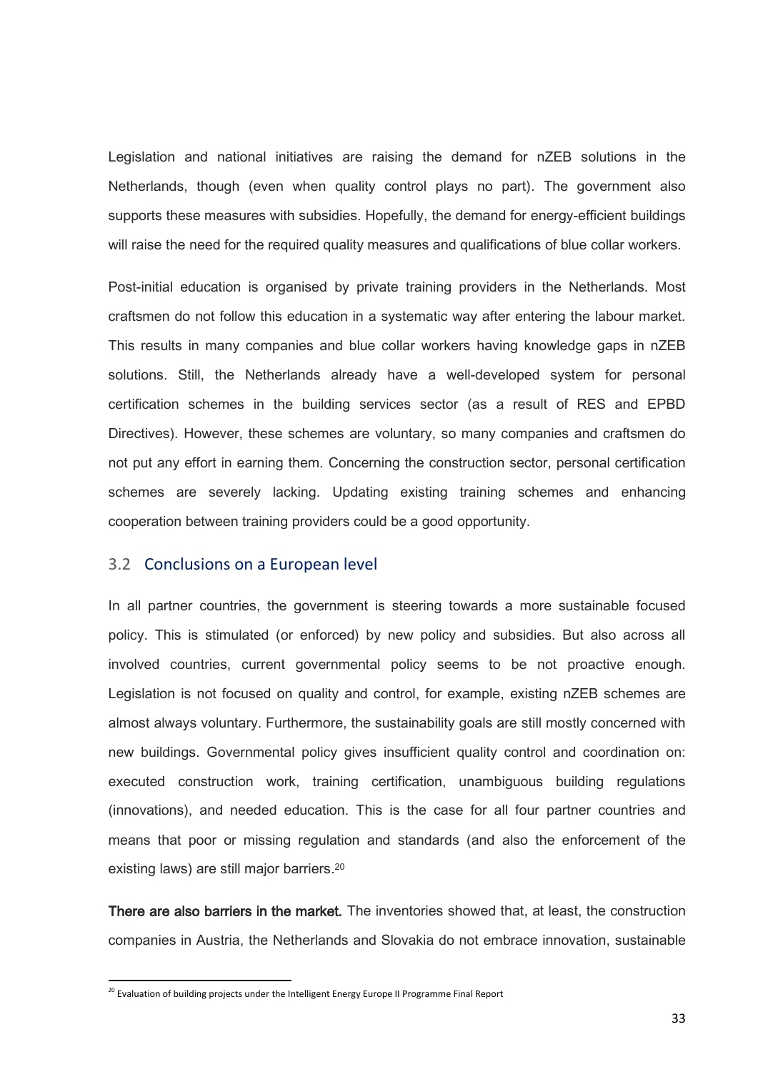Legislation and national initiatives are raising the demand for nZEB solutions in the Netherlands, though (even when quality control plays no part). The government also supports these measures with subsidies. Hopefully, the demand for energy-efficient buildings will raise the need for the required quality measures and qualifications of blue collar workers.

Post-initial education is organised by private training providers in the Netherlands. Most craftsmen do not follow this education in a systematic way after entering the labour market. This results in many companies and blue collar workers having knowledge gaps in nZEB solutions. Still, the Netherlands already have a well-developed system for personal certification schemes in the building services sector (as a result of RES and EPBD Directives). However, these schemes are voluntary, so many companies and craftsmen do not put any effort in earning them. Concerning the construction sector, personal certification schemes are severely lacking. Updating existing training schemes and enhancing cooperation between training providers could be a good opportunity.

## 3.2 Conclusions on a European level

In all partner countries, the government is steering towards a more sustainable focused policy. This is stimulated (or enforced) by new policy and subsidies. But also across all involved countries, current governmental policy seems to be not proactive enough. Legislation is not focused on quality and control, for example, existing nZEB schemes are almost always voluntary. Furthermore, the sustainability goals are still mostly concerned with new buildings. Governmental policy gives insufficient quality control and coordination on: executed construction work, training certification, unambiguous building regulations (innovations), and needed education. This is the case for all four partner countries and means that poor or missing regulation and standards (and also the enforcement of the existing laws) are still major barriers.[20]

**There are also barriers in the market.** The inventories showed that, at least, the construction companies in Austria, the Netherlands and Slovakia do not embrace innovation, sustainable

[20] Evaluation of building projects under the Intelligent Energy Europe II Programme Final Report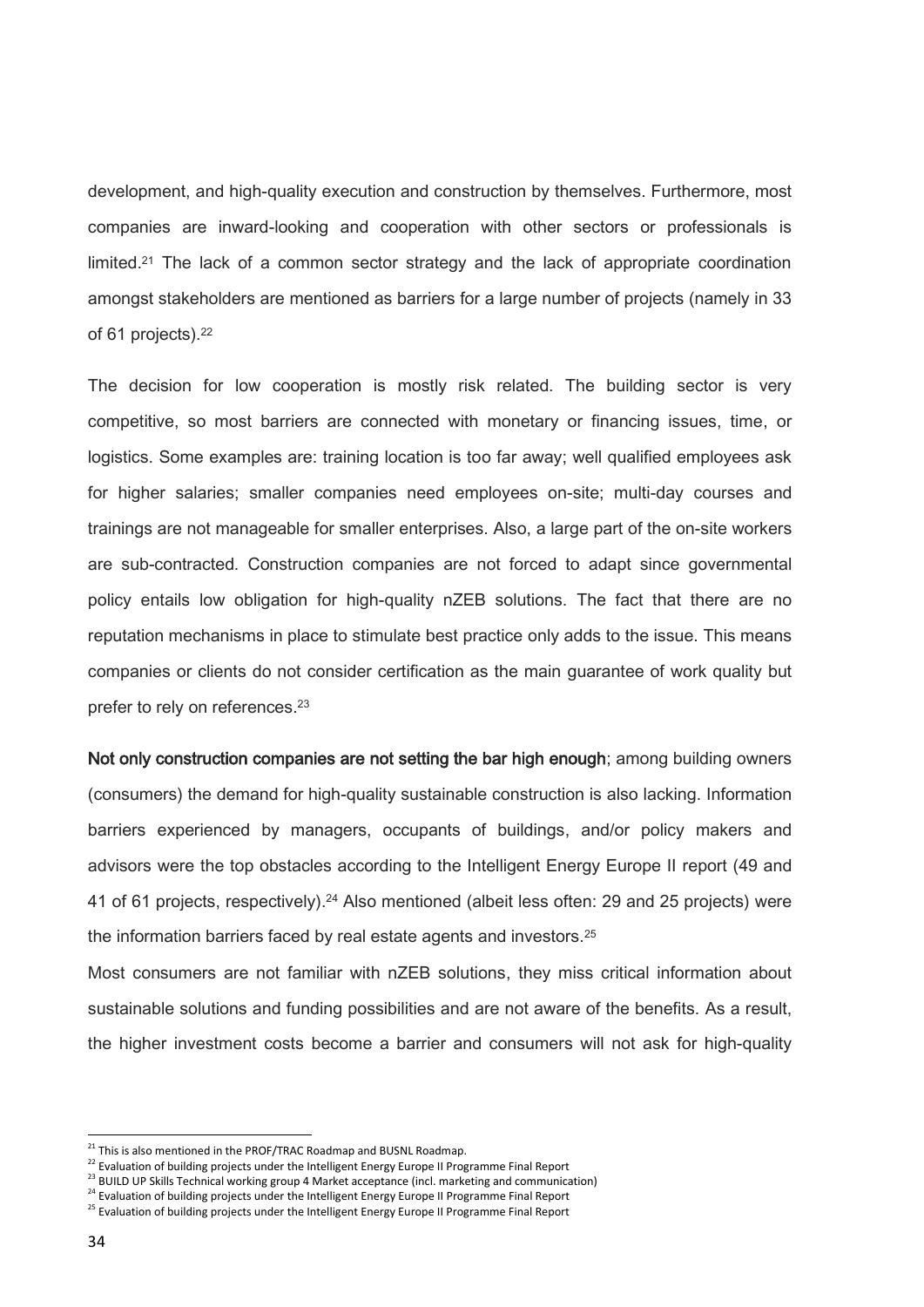development, and high-quality execution and construction by themselves. Furthermore, most companies are inward-looking and cooperation with other sectors or professionals is limited.[21] The lack of a common sector strategy and the lack of appropriate coordination amongst stakeholders are mentioned as barriers for a large number of projects (namely in 33 of 61 projects).[22]

The decision for low cooperation is mostly risk related. The building sector is very competitive, so most barriers are connected with monetary or financing issues, time, or logistics. Some examples are: training location is too far away; well qualified employees ask for higher salaries; smaller companies need employees on-site; multi-day courses and trainings are not manageable for smaller enterprises. Also, a large part of the on-site workers are sub-contracted. Construction companies are not forced to adapt since governmental policy entails low obligation for high-quality nZEB solutions. The fact that there are no reputation mechanisms in place to stimulate best practice only adds to the issue. This means companies or clients do not consider certification as the main guarantee of work quality but prefer to rely on references.[23]

**Not only construction companies are not setting the bar high enough**; among building owners (consumers) the demand for high-quality sustainable construction is also lacking. Information barriers experienced by managers, occupants of buildings, and/or policy makers and advisors were the top obstacles according to the Intelligent Energy Europe II report (49 and 41 of 61 projects, respectively).[24] Also mentioned (albeit less often: 29 and 25 projects) were the information barriers faced by real estate agents and investors.[25]

Most consumers are not familiar with nZEB solutions, they miss critical information about sustainable solutions and funding possibilities and are not aware of the benefits. As a result, the higher investment costs become a barrier and consumers will not ask for high-quality

---

[21] This is also mentioned in the PROF/TRAC Roadmap and BUSNL Roadmap.

[22] Evaluation of building projects under the Intelligent Energy Europe II Programme Final Report

[23] BUILD UP Skills Technical working group 4 Market acceptance (incl. marketing and communication)

[24] Evaluation of building projects under the Intelligent Energy Europe II Programme Final Report

[25] Evaluation of building projects under the Intelligent Energy Europe II Programme Final Report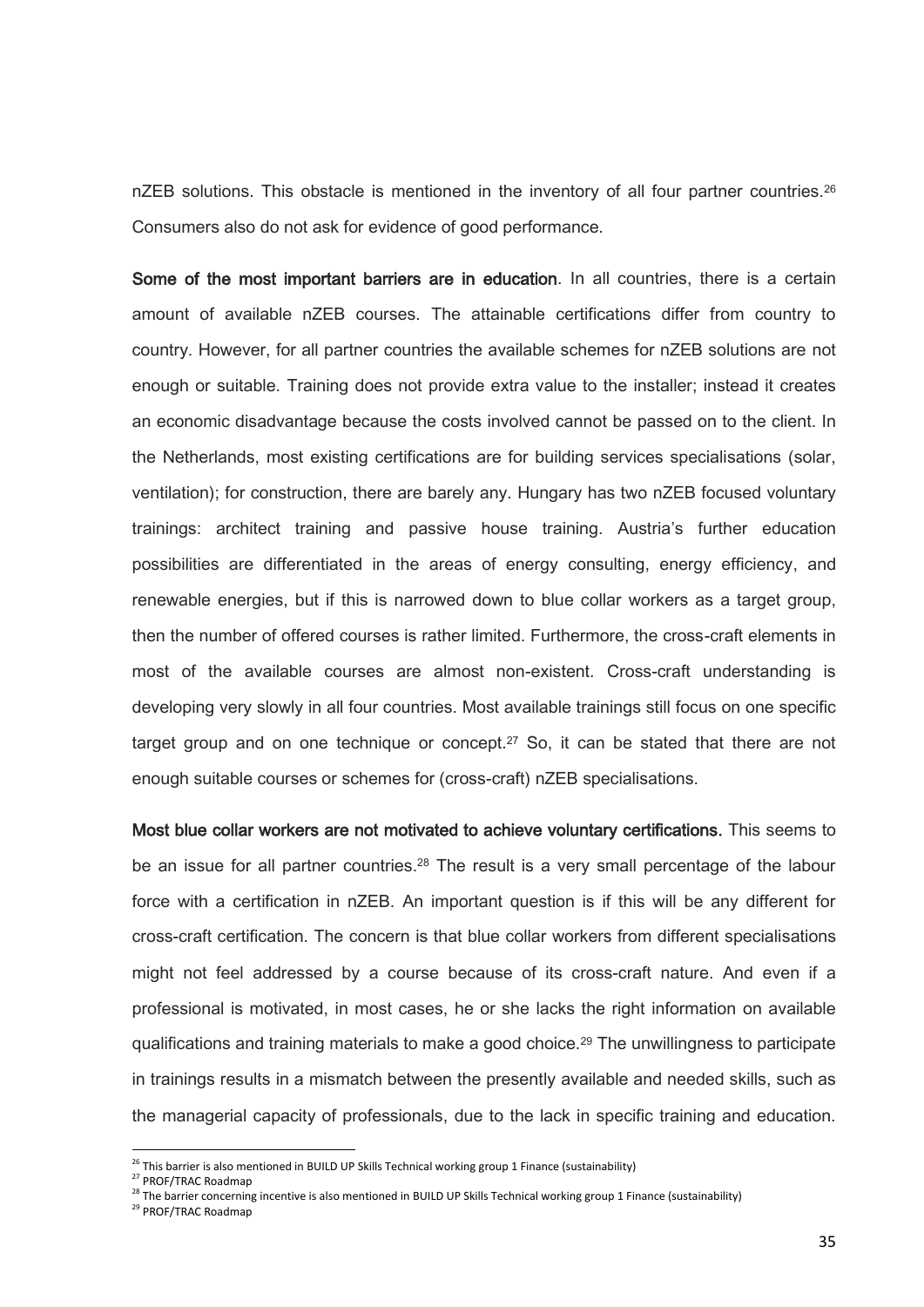nZEB solutions. This obstacle is mentioned in the inventory of all four partner countries.[26] Consumers also do not ask for evidence of good performance.

**Some of the most important barriers are in education**. In all countries, there is a certain amount of available nZEB courses. The attainable certifications differ from country to country. However, for all partner countries the available schemes for nZEB solutions are not enough or suitable. Training does not provide extra value to the installer; instead it creates an economic disadvantage because the costs involved cannot be passed on to the client. In the Netherlands, most existing certifications are for building services specialisations (solar, ventilation); for construction, there are barely any. Hungary has two nZEB focused voluntary trainings: architect training and passive house training. Austria's further education possibilities are differentiated in the areas of energy consulting, energy efficiency, and renewable energies, but if this is narrowed down to blue collar workers as a target group, then the number of offered courses is rather limited. Furthermore, the cross-craft elements in most of the available courses are almost non-existent. Cross-craft understanding is developing very slowly in all four countries. Most available trainings still focus on one specific target group and on one technique or concept.[27] So, it can be stated that there are not enough suitable courses or schemes for (cross-craft) nZEB specialisations.

**Most blue collar workers are not motivated to achieve voluntary certifications.** This seems to be an issue for all partner countries.[28] The result is a very small percentage of the labour force with a certification in nZEB. An important question is if this will be any different for cross-craft certification. The concern is that blue collar workers from different specialisations might not feel addressed by a course because of its cross-craft nature. And even if a professional is motivated, in most cases, he or she lacks the right information on available qualifications and training materials to make a good choice.[29] The unwillingness to participate in trainings results in a mismatch between the presently available and needed skills, such as the managerial capacity of professionals, due to the lack in specific training and education.

---

[26] This barrier is also mentioned in BUILD UP Skills Technical working group 1 Finance (sustainability)

[27] PROF/TRAC Roadmap

[28] The barrier concerning incentive is also mentioned in BUILD UP Skills Technical working group 1 Finance (sustainability)

[29] PROF/TRAC Roadmap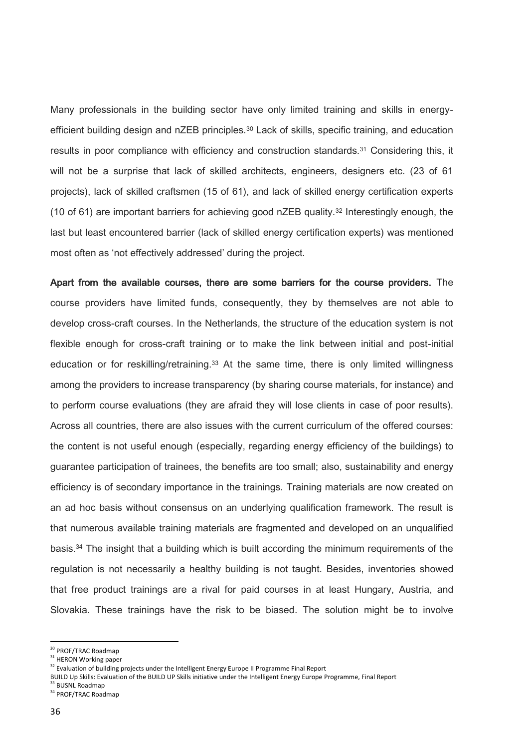Many professionals in the building sector have only limited training and skills in energy-efficient building design and nZEB principles.[30] Lack of skills, specific training, and education results in poor compliance with efficiency and construction standards.[31] Considering this, it will not be a surprise that lack of skilled architects, engineers, designers etc. (23 of 61 projects), lack of skilled craftsmen (15 of 61), and lack of skilled energy certification experts (10 of 61) are important barriers for achieving good nZEB quality.[32] Interestingly enough, the last but least encountered barrier (lack of skilled energy certification experts) was mentioned most often as 'not effectively addressed' during the project.

**Apart from the available courses, there are some barriers for the course providers.** The course providers have limited funds, consequently, they by themselves are not able to develop cross-craft courses. In the Netherlands, the structure of the education system is not flexible enough for cross-craft training or to make the link between initial and post-initial education or for reskilling/retraining.[33] At the same time, there is only limited willingness among the providers to increase transparency (by sharing course materials, for instance) and to perform course evaluations (they are afraid they will lose clients in case of poor results). Across all countries, there are also issues with the current curriculum of the offered courses: the content is not useful enough (especially, regarding energy efficiency of the buildings) to guarantee participation of trainees, the benefits are too small; also, sustainability and energy efficiency is of secondary importance in the trainings. Training materials are now created on an ad hoc basis without consensus on an underlying qualification framework. The result is that numerous available training materials are fragmented and developed on an unqualified basis.[34] The insight that a building which is built according the minimum requirements of the regulation is not necessarily a healthy building is not taught. Besides, inventories showed that free product trainings are a rival for paid courses in at least Hungary, Austria, and Slovakia. These trainings have the risk to be biased. The solution might be to involve

---

[30] PROF/TRAC Roadmap

[31] HERON Working paper

[32] Evaluation of building projects under the Intelligent Energy Europe II Programme Final Report
BUILD Up Skills: Evaluation of the BUILD UP Skills initiative under the Intelligent Energy Europe Programme, Final Report

[33] BUSNL Roadmap

[34] PROF/TRAC Roadmap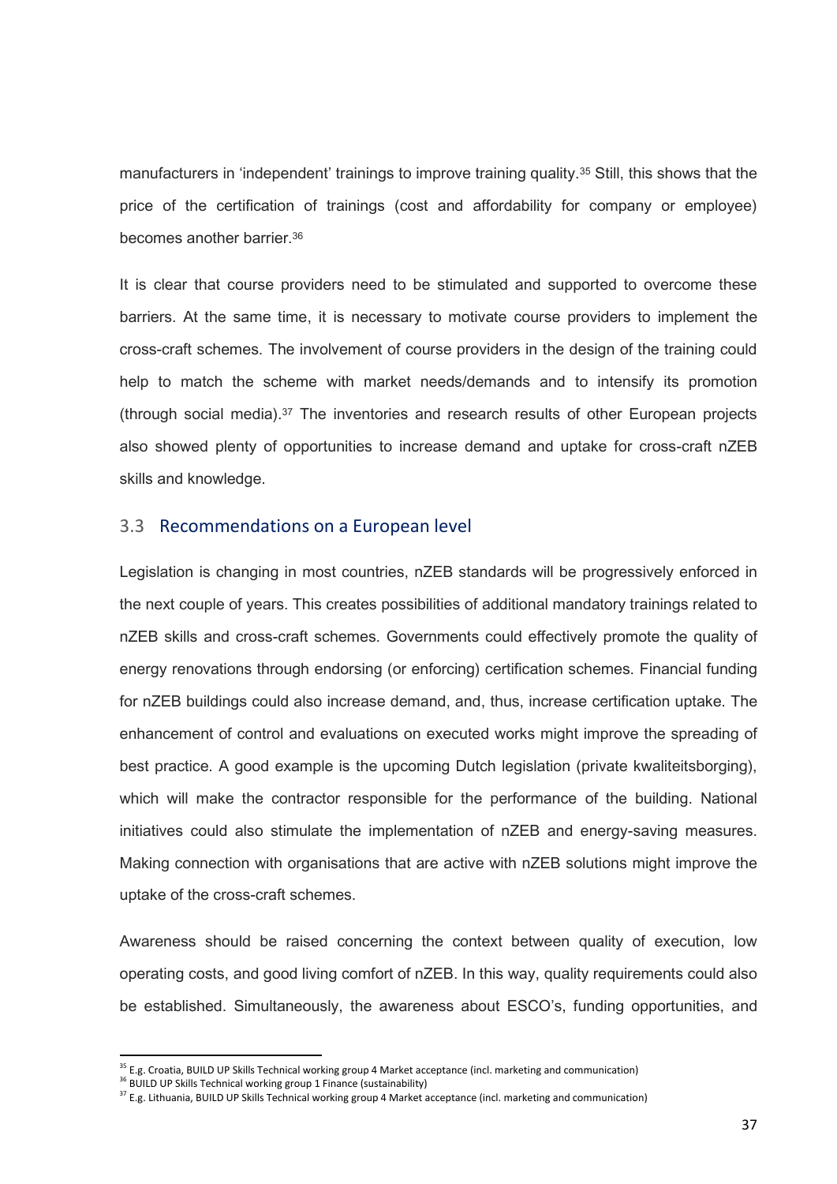manufacturers in 'independent' trainings to improve training quality.[35] Still, this shows that the price of the certification of trainings (cost and affordability for company or employee) becomes another barrier.[36]

It is clear that course providers need to be stimulated and supported to overcome these barriers. At the same time, it is necessary to motivate course providers to implement the cross-craft schemes. The involvement of course providers in the design of the training could help to match the scheme with market needs/demands and to intensify its promotion (through social media).[37] The inventories and research results of other European projects also showed plenty of opportunities to increase demand and uptake for cross-craft nZEB skills and knowledge.

## 3.3 Recommendations on a European level

Legislation is changing in most countries, nZEB standards will be progressively enforced in the next couple of years. This creates possibilities of additional mandatory trainings related to nZEB skills and cross-craft schemes. Governments could effectively promote the quality of energy renovations through endorsing (or enforcing) certification schemes. Financial funding for nZEB buildings could also increase demand, and, thus, increase certification uptake. The enhancement of control and evaluations on executed works might improve the spreading of best practice. A good example is the upcoming Dutch legislation (private kwaliteitsborging), which will make the contractor responsible for the performance of the building. National initiatives could also stimulate the implementation of nZEB and energy-saving measures. Making connection with organisations that are active with nZEB solutions might improve the uptake of the cross-craft schemes.

Awareness should be raised concerning the context between quality of execution, low operating costs, and good living comfort of nZEB. In this way, quality requirements could also be established. Simultaneously, the awareness about ESCO's, funding opportunities, and

---

[35] E.g. Croatia, BUILD UP Skills Technical working group 4 Market acceptance (incl. marketing and communication)

[36] BUILD UP Skills Technical working group 1 Finance (sustainability)

[37] E.g. Lithuania, BUILD UP Skills Technical working group 4 Market acceptance (incl. marketing and communication)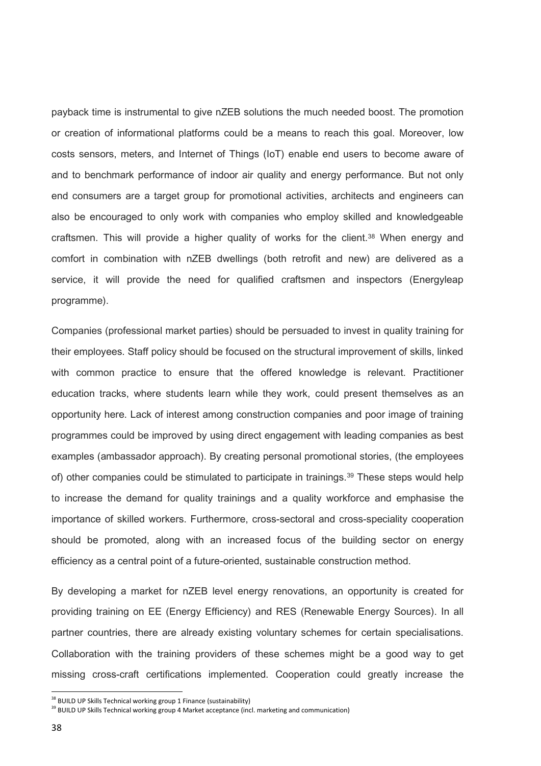payback time is instrumental to give nZEB solutions the much needed boost. The promotion or creation of informational platforms could be a means to reach this goal. Moreover, low costs sensors, meters, and Internet of Things (IoT) enable end users to become aware of and to benchmark performance of indoor air quality and energy performance. But not only end consumers are a target group for promotional activities, architects and engineers can also be encouraged to only work with companies who employ skilled and knowledgeable craftsmen. This will provide a higher quality of works for the client.[38] When energy and comfort in combination with nZEB dwellings (both retrofit and new) are delivered as a service, it will provide the need for qualified craftsmen and inspectors (Energyleap programme).

Companies (professional market parties) should be persuaded to invest in quality training for their employees. Staff policy should be focused on the structural improvement of skills, linked with common practice to ensure that the offered knowledge is relevant. Practitioner education tracks, where students learn while they work, could present themselves as an opportunity here. Lack of interest among construction companies and poor image of training programmes could be improved by using direct engagement with leading companies as best examples (ambassador approach). By creating personal promotional stories, (the employees of) other companies could be stimulated to participate in trainings.[39] These steps would help to increase the demand for quality trainings and a quality workforce and emphasise the importance of skilled workers. Furthermore, cross-sectoral and cross-speciality cooperation should be promoted, along with an increased focus of the building sector on energy efficiency as a central point of a future-oriented, sustainable construction method.

By developing a market for nZEB level energy renovations, an opportunity is created for providing training on EE (Energy Efficiency) and RES (Renewable Energy Sources). In all partner countries, there are already existing voluntary schemes for certain specialisations. Collaboration with the training providers of these schemes might be a good way to get missing cross-craft certifications implemented. Cooperation could greatly increase the

[38] BUILD UP Skills Technical working group 1 Finance (sustainability)

[39] BUILD UP Skills Technical working group 4 Market acceptance (incl. marketing and communication)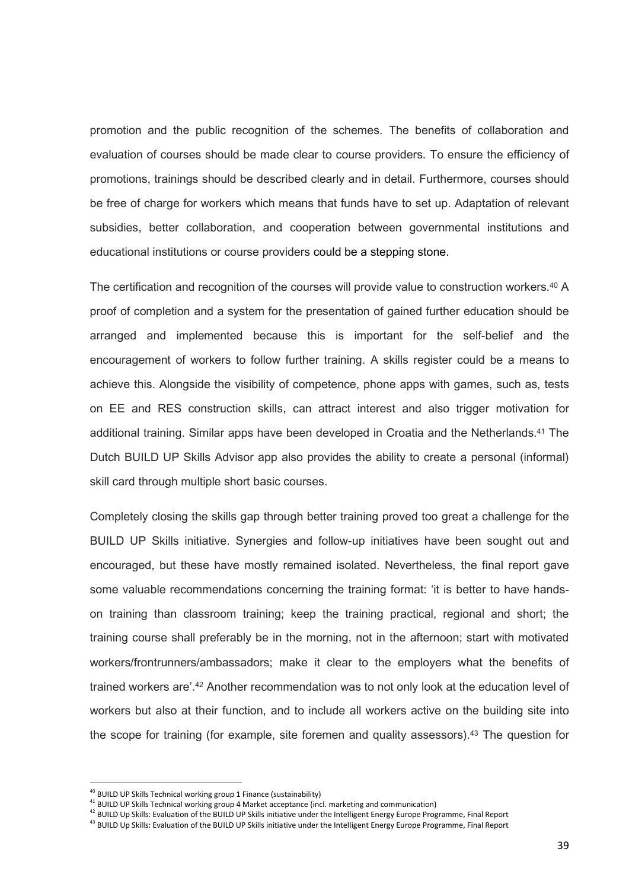promotion and the public recognition of the schemes. The benefits of collaboration and evaluation of courses should be made clear to course providers. To ensure the efficiency of promotions, trainings should be described clearly and in detail. Furthermore, courses should be free of charge for workers which means that funds have to set up. Adaptation of relevant subsidies, better collaboration, and cooperation between governmental institutions and educational institutions or course providers could be a stepping stone.

The certification and recognition of the courses will provide value to construction workers.[40] A proof of completion and a system for the presentation of gained further education should be arranged and implemented because this is important for the self-belief and the encouragement of workers to follow further training. A skills register could be a means to achieve this. Alongside the visibility of competence, phone apps with games, such as, tests on EE and RES construction skills, can attract interest and also trigger motivation for additional training. Similar apps have been developed in Croatia and the Netherlands.[41] The Dutch BUILD UP Skills Advisor app also provides the ability to create a personal (informal) skill card through multiple short basic courses.

Completely closing the skills gap through better training proved too great a challenge for the BUILD UP Skills initiative. Synergies and follow-up initiatives have been sought out and encouraged, but these have mostly remained isolated. Nevertheless, the final report gave some valuable recommendations concerning the training format: 'it is better to have hands-on training than classroom training; keep the training practical, regional and short; the training course shall preferably be in the morning, not in the afternoon; start with motivated workers/frontrunners/ambassadors; make it clear to the employers what the benefits of trained workers are'.[42] Another recommendation was to not only look at the education level of workers but also at their function, and to include all workers active on the building site into the scope for training (for example, site foremen and quality assessors).[43] The question for

---

[40] BUILD UP Skills Technical working group 1 Finance (sustainability)

[41] BUILD UP Skills Technical working group 4 Market acceptance (incl. marketing and communication)

[42] BUILD Up Skills: Evaluation of the BUILD UP Skills initiative under the Intelligent Energy Europe Programme, Final Report

[43] BUILD Up Skills: Evaluation of the BUILD UP Skills initiative under the Intelligent Energy Europe Programme, Final Report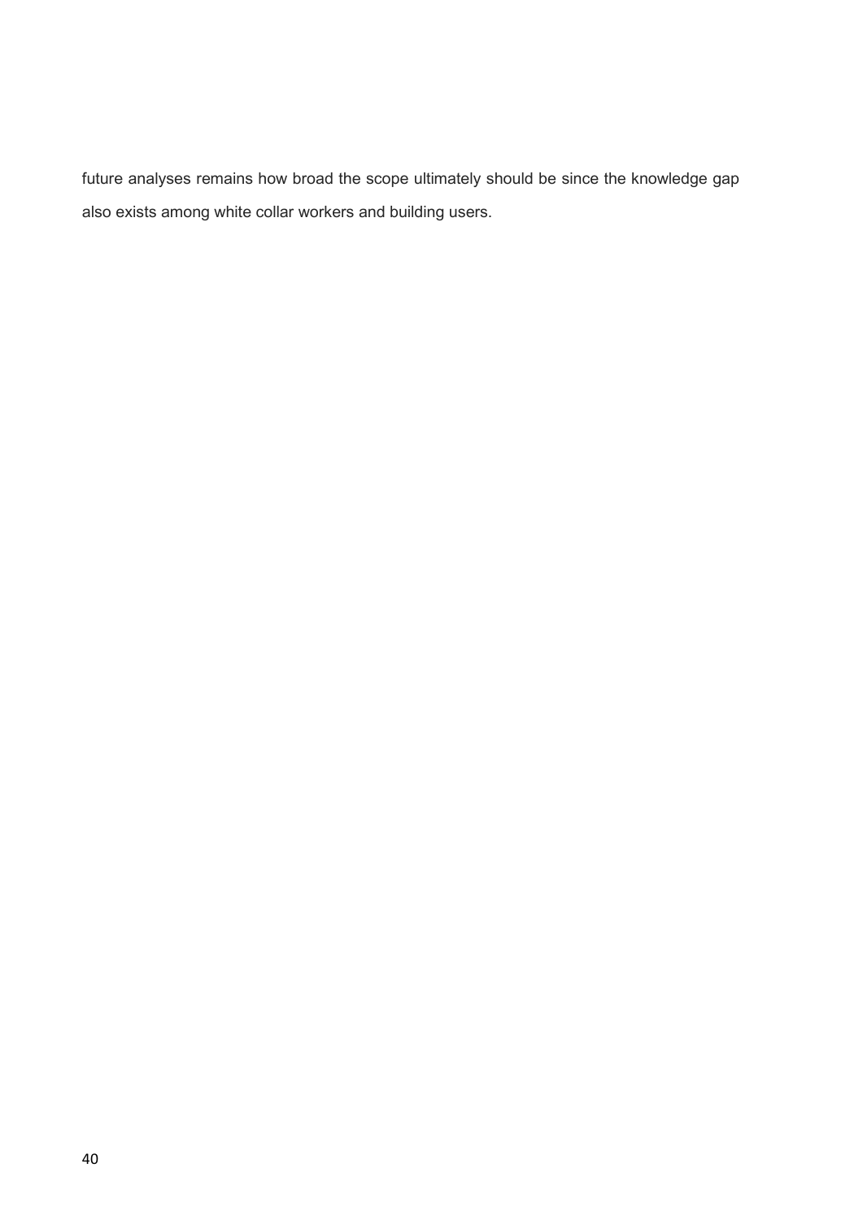future analyses remains how broad the scope ultimately should be since the knowledge gap also exists among white collar workers and building users.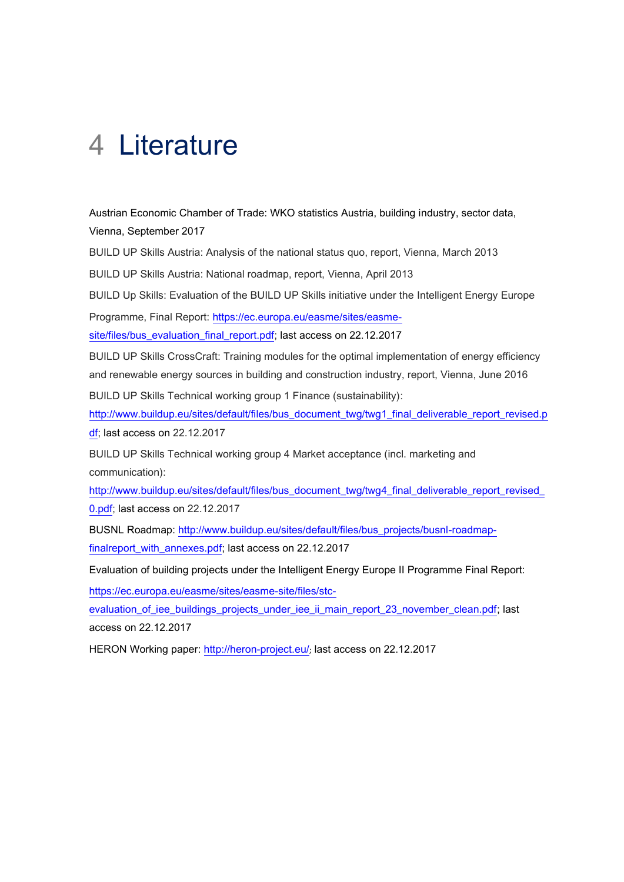# 4 Literature

Austrian Economic Chamber of Trade: WKO statistics Austria, building industry, sector data, Vienna, September 2017

BUILD UP Skills Austria: Analysis of the national status quo, report, Vienna, March 2013

BUILD UP Skills Austria: National roadmap, report, Vienna, April 2013

BUILD Up Skills: Evaluation of the BUILD UP Skills initiative under the Intelligent Energy Europe Programme, Final Report: https://ec.europa.eu/easme/sites/easme-site/files/bus_evaluation_final_report.pdf; last access on 22.12.2017

BUILD UP Skills CrossCraft: Training modules for the optimal implementation of energy efficiency and renewable energy sources in building and construction industry, report, Vienna, June 2016

BUILD UP Skills Technical working group 1 Finance (sustainability): http://www.buildup.eu/sites/default/files/bus_document_twg/twg1_final_deliverable_report_revised.pdf; last access on 22.12.2017

BUILD UP Skills Technical working group 4 Market acceptance (incl. marketing and communication): http://www.buildup.eu/sites/default/files/bus_document_twg/twg4_final_deliverable_report_revised_0.pdf; last access on 22.12.2017

BUSNL Roadmap: http://www.buildup.eu/sites/default/files/bus_projects/busnl-roadmap-finalreport_with_annexes.pdf; last access on 22.12.2017

Evaluation of building projects under the Intelligent Energy Europe II Programme Final Report: https://ec.europa.eu/easme/sites/easme-site/files/stc-evaluation_of_iee_buildings_projects_under_iee_ii_main_report_23_november_clean.pdf; last access on 22.12.2017

HERON Working paper: http://heron-project.eu/; last access on 22.12.2017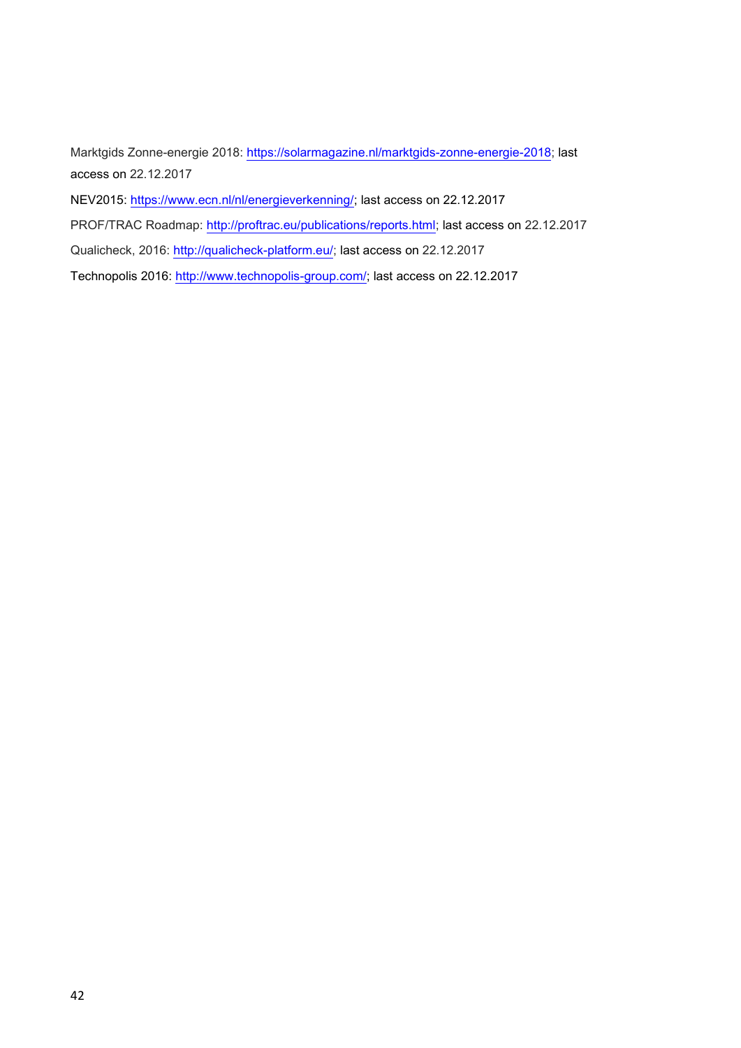Marktgids Zonne-energie 2018: https://solarmagazine.nl/marktgids-zonne-energie-2018; last access on 22.12.2017

NEV2015: https://www.ecn.nl/nl/energieverkenning/; last access on 22.12.2017

PROF/TRAC Roadmap: http://proftrac.eu/publications/reports.html; last access on 22.12.2017

Qualicheck, 2016: http://qualicheck-platform.eu/; last access on 22.12.2017

Technopolis 2016: http://www.technopolis-group.com/; last access on 22.12.2017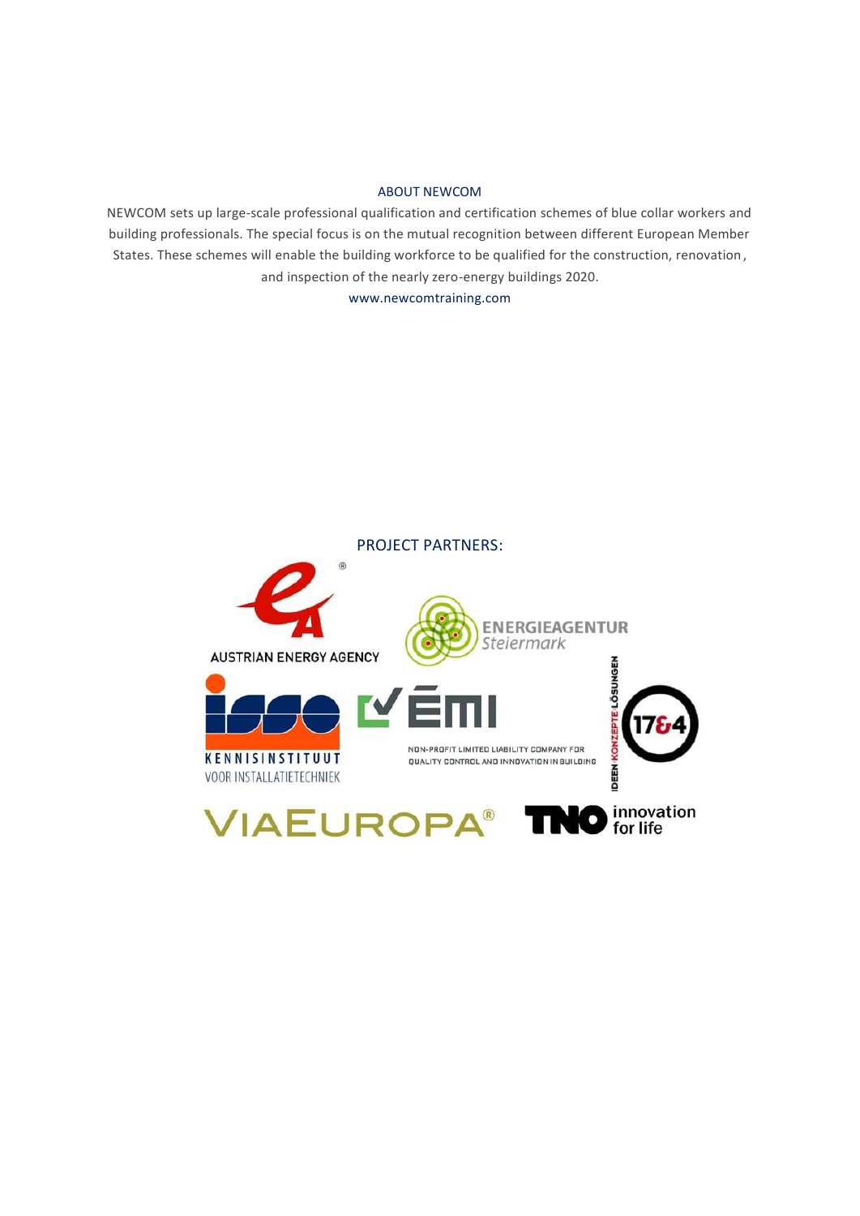## ABOUT NEWCOM

NEWCOM sets up large-scale professional qualification and certification schemes of blue collar workers and building professionals. The special focus is on the mutual recognition between different European Member States. These schemes will enable the building workforce to be qualified for the construction, renovation, and inspection of the nearly zero-energy buildings 2020.

www.newcomtraining.com

## PROJECT PARTNERS:

AUSTRIAN ENERGY AGENCY

ENERGIEAGENTUR Steiermark

ISSO KENNISINSTITUUT VOOR INSTALLATIETECHNIEK

ÉMI NON-PROFIT LIMITED LIABILITY COMPANY FOR QUALITY CONTROL AND INNOVATION IN BUILDING

17&4 IDEEN KONZEPTE LÖSUNGEN

VIAEUROPA®

TNO innovation for life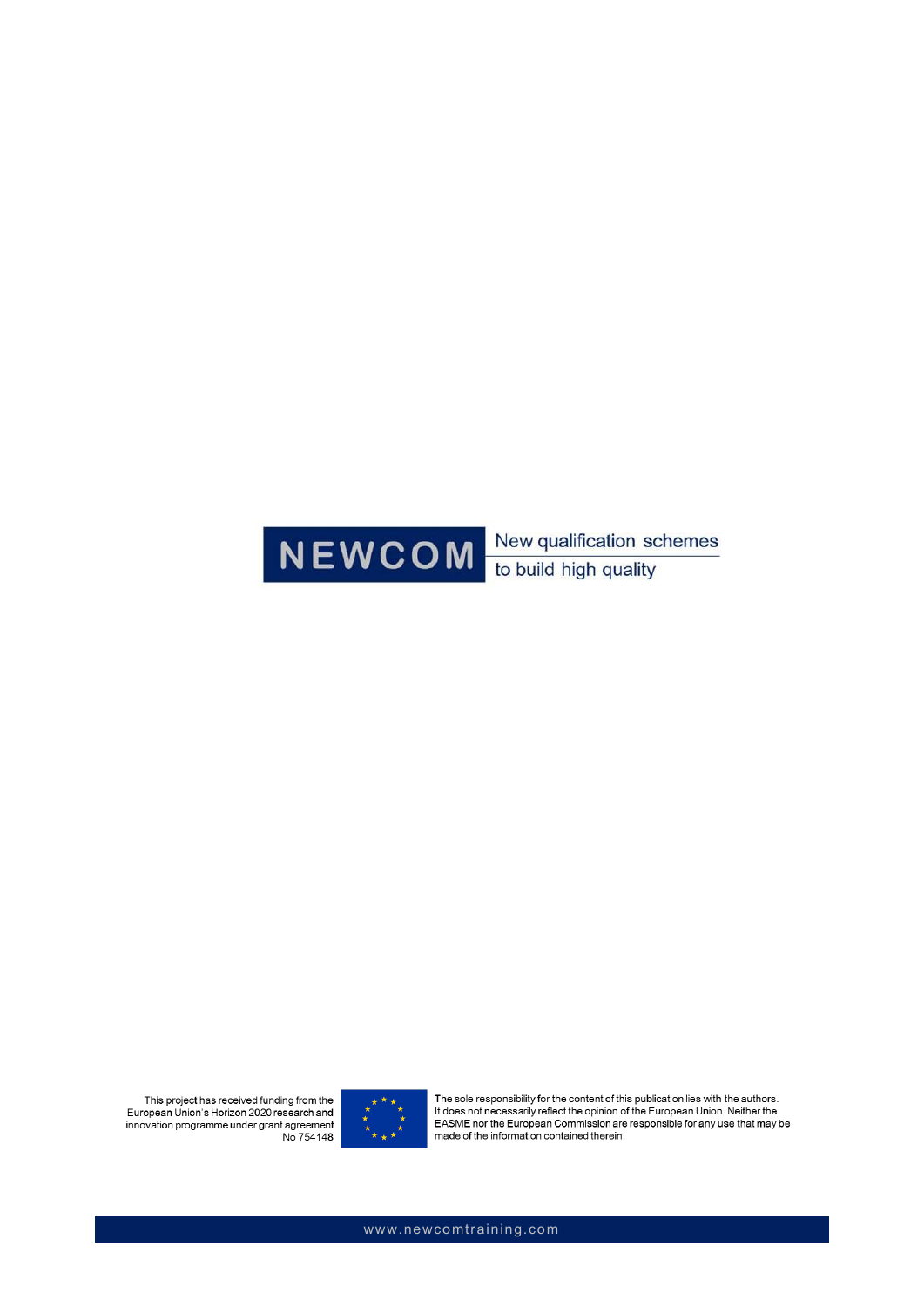NEWCOM New qualification schemes to build high quality

This project has received funding from the European Union's Horizon 2020 research and innovation programme under grant agreement No 754148

The sole responsibility for the content of this publication lies with the authors. It does not necessarily reflect the opinion of the European Union. Neither the EASME nor the European Commission are responsible for any use that may be made of the information contained therein.

www.newcomtraining.com